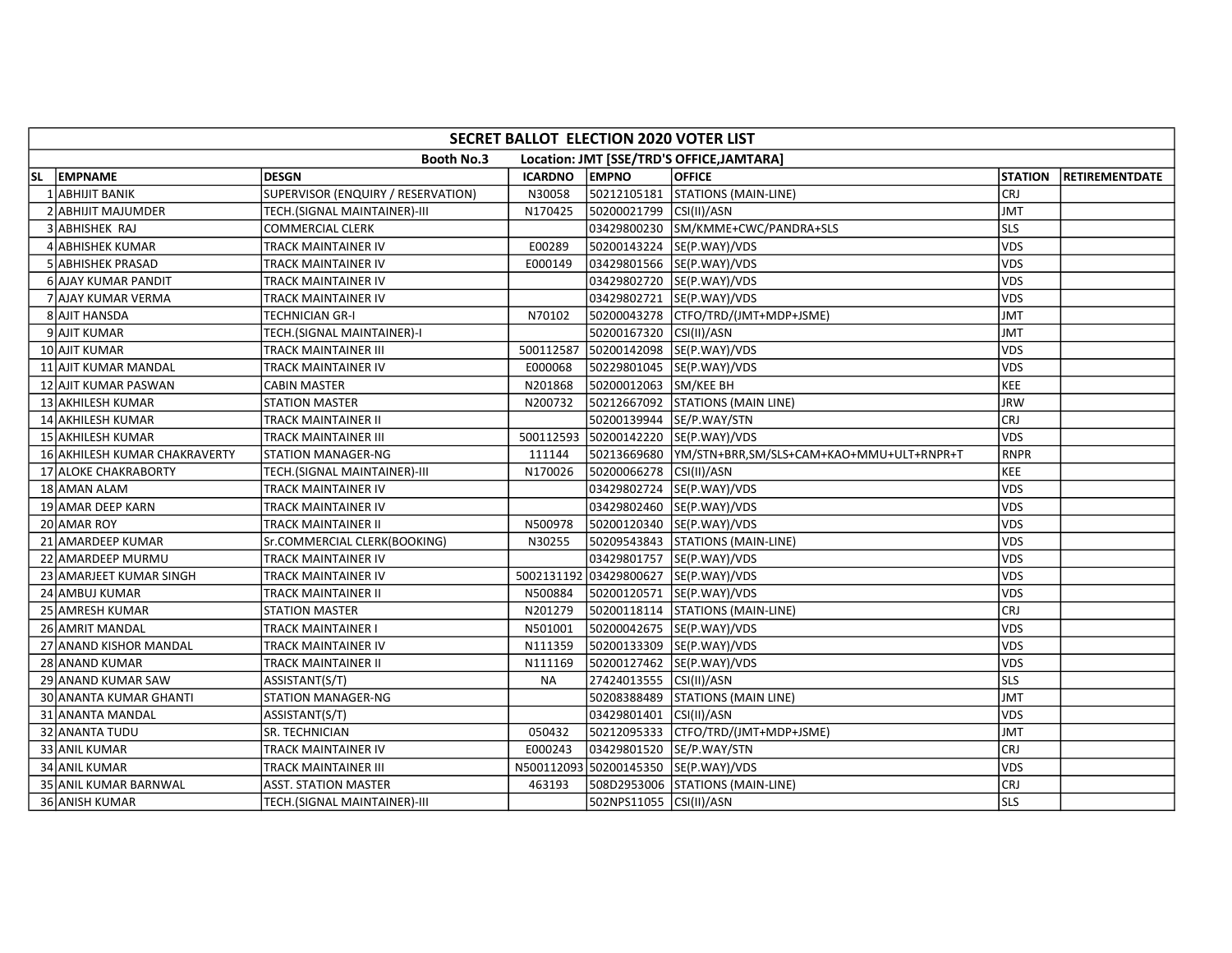# SECRET BALLOT ELECTION 2020 VOTER LIST

**Booth No.3 Location: JMT [SSE/TRD'S OFFICE,JAMTARA]**

| SL | EMPNAME | DESGN | ICARDNO | EMPNO | OFFICE | STATION | RETIREMENTDATE |
|---|---|---|---|---|---|---|---|
| 1 | ABHIJIT BANIK | SUPERVISOR (ENQUIRY / RESERVATION) | N30058 | 50212105181 | STATIONS (MAIN-LINE) | CRJ | |
| 2 | ABHIJIT MAJUMDER | TECH.(SIGNAL MAINTAINER)-III | N170425 | 50200021799 | CSI(II)/ASN | JMT | |
| 3 | ABHISHEK RAJ | COMMERCIAL CLERK | | 03429800230 | SM/KMME+CWC/PANDRA+SLS | SLS | |
| 4 | ABHISHEK KUMAR | TRACK MAINTAINER IV | E00289 | 50200143224 | SE(P.WAY)/VDS | VDS | |
| 5 | ABHISHEK PRASAD | TRACK MAINTAINER IV | E000149 | 03429801566 | SE(P.WAY)/VDS | VDS | |
| 6 | AJAY KUMAR PANDIT | TRACK MAINTAINER IV | | 03429802720 | SE(P.WAY)/VDS | VDS | |
| 7 | AJAY KUMAR VERMA | TRACK MAINTAINER IV | | 03429802721 | SE(P.WAY)/VDS | VDS | |
| 8 | AJIT HANSDA | TECHNICIAN GR-I | N70102 | 50200043278 | CTFO/TRD/(JMT+MDP+JSME) | JMT | |
| 9 | AJIT KUMAR | TECH.(SIGNAL MAINTAINER)-I | | 50200167320 | CSI(II)/ASN | JMT | |
| 10 | AJIT KUMAR | TRACK MAINTAINER III | 500112587 | 50200142098 | SE(P.WAY)/VDS | VDS | |
| 11 | AJIT KUMAR MANDAL | TRACK MAINTAINER IV | E000068 | 50229801045 | SE(P.WAY)/VDS | VDS | |
| 12 | AJIT KUMAR PASWAN | CABIN MASTER | N201868 | 50200012063 | SM/KEE BH | KEE | |
| 13 | AKHILESH KUMAR | STATION MASTER | N200732 | 50212667092 | STATIONS (MAIN LINE) | JRW | |
| 14 | AKHILESH KUMAR | TRACK MAINTAINER II | | 50200139944 | SE/P.WAY/STN | CRJ | |
| 15 | AKHILESH KUMAR | TRACK MAINTAINER III | 500112593 | 50200142220 | SE(P.WAY)/VDS | VDS | |
| 16 | AKHILESH KUMAR CHAKRAVERTY | STATION MANAGER-NG | 111144 | 50213669680 | YM/STN+BRR,SM/SLS+CAM+KAO+MMU+ULT+RNPR+T | RNPR | |
| 17 | ALOKE CHAKRABORTY | TECH.(SIGNAL MAINTAINER)-III | N170026 | 50200066278 | CSI(II)/ASN | KEE | |
| 18 | AMAN ALAM | TRACK MAINTAINER IV | | 03429802724 | SE(P.WAY)/VDS | VDS | |
| 19 | AMAR DEEP KARN | TRACK MAINTAINER IV | | 03429802460 | SE(P.WAY)/VDS | VDS | |
| 20 | AMAR ROY | TRACK MAINTAINER II | N500978 | 50200120340 | SE(P.WAY)/VDS | VDS | |
| 21 | AMARDEEP KUMAR | Sr.COMMERCIAL CLERK(BOOKING) | N30255 | 50209543843 | STATIONS (MAIN-LINE) | VDS | |
| 22 | AMARDEEP MURMU | TRACK MAINTAINER IV | | 03429801757 | SE(P.WAY)/VDS | VDS | |
| 23 | AMARJEET KUMAR SINGH | TRACK MAINTAINER IV | 5002131192 | 03429800627 | SE(P.WAY)/VDS | VDS | |
| 24 | AMBUJ KUMAR | TRACK MAINTAINER II | N500884 | 50200120571 | SE(P.WAY)/VDS | VDS | |
| 25 | AMRESH KUMAR | STATION MASTER | N201279 | 50200118114 | STATIONS (MAIN-LINE) | CRJ | |
| 26 | AMRIT MANDAL | TRACK MAINTAINER I | N501001 | 50200042675 | SE(P.WAY)/VDS | VDS | |
| 27 | ANAND KISHOR MANDAL | TRACK MAINTAINER IV | N111359 | 50200133309 | SE(P.WAY)/VDS | VDS | |
| 28 | ANAND KUMAR | TRACK MAINTAINER II | N111169 | 50200127462 | SE(P.WAY)/VDS | VDS | |
| 29 | ANAND KUMAR SAW | ASSISTANT(S/T) | NA | 27424013555 | CSI(II)/ASN | SLS | |
| 30 | ANANTA KUMAR GHANTI | STATION MANAGER-NG | | 50208388489 | STATIONS (MAIN LINE) | JMT | |
| 31 | ANANTA MANDAL | ASSISTANT(S/T) | | 03429801401 | CSI(II)/ASN | VDS | |
| 32 | ANANTA TUDU | SR. TECHNICIAN | 050432 | 50212095333 | CTFO/TRD/(JMT+MDP+JSME) | JMT | |
| 33 | ANIL KUMAR | TRACK MAINTAINER IV | E000243 | 03429801520 | SE/P.WAY/STN | CRJ | |
| 34 | ANIL KUMAR | TRACK MAINTAINER III | N500112093 | 50200145350 | SE(P.WAY)/VDS | VDS | |
| 35 | ANIL KUMAR BARNWAL | ASST. STATION MASTER | 463193 | 508D2953006 | STATIONS (MAIN-LINE) | CRJ | |
| 36 | ANISH KUMAR | TECH.(SIGNAL MAINTAINER)-III | | 502NPS11055 | CSI(II)/ASN | SLS | |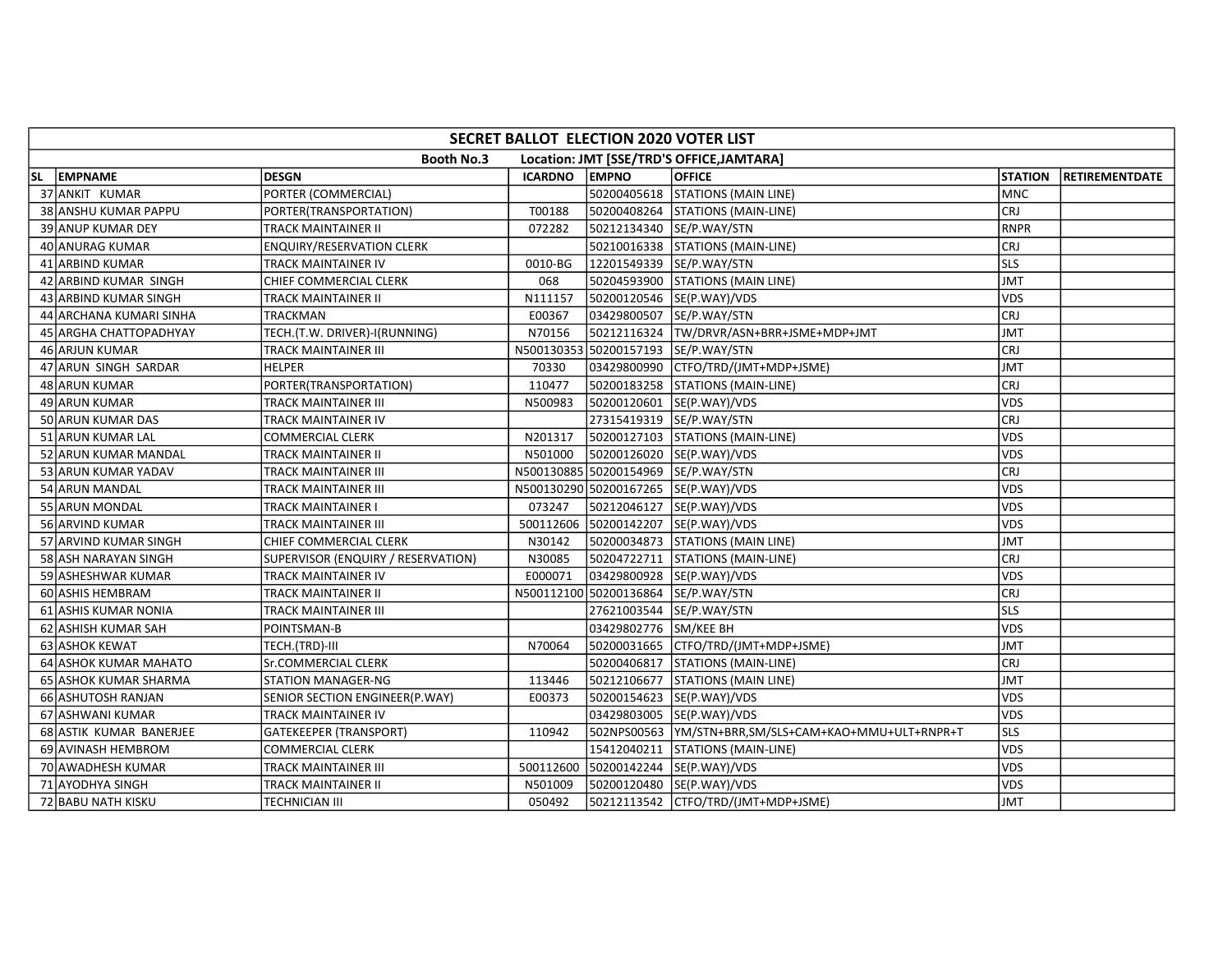| SECRET BALLOT ELECTION 2020 VOTER LIST | | | | | | | |
|---|---|---|---|---|---|---|---|
| Booth No.3 Location: JMT [SSE/TRD'S OFFICE,JAMTARA] | | | | | | | |
| SL EMPNAME | DESGN | ICARDNO | EMPNO | OFFICE | STATION | RETIREMENTDATE | |
| 37 ANKIT KUMAR | PORTER (COMMERCIAL) | | 50200405618 | STATIONS (MAIN LINE) | MNC | | |
| 38 ANSHU KUMAR PAPPU | PORTER(TRANSPORTATION) | T00188 | 50200408264 | STATIONS (MAIN-LINE) | CRJ | | |
| 39 ANUP KUMAR DEY | TRACK MAINTAINER II | 072282 | 50212134340 | SE/P.WAY/STN | RNPR | | |
| 40 ANURAG KUMAR | ENQUIRY/RESERVATION CLERK | | 50210016338 | STATIONS (MAIN-LINE) | CRJ | | |
| 41 ARBIND KUMAR | TRACK MAINTAINER IV | 0010-BG | 12201549339 | SE/P.WAY/STN | SLS | | |
| 42 ARBIND KUMAR SINGH | CHIEF COMMERCIAL CLERK | 068 | 50204593900 | STATIONS (MAIN LINE) | JMT | | |
| 43 ARBIND KUMAR SINGH | TRACK MAINTAINER II | N111157 | 50200120546 | SE(P.WAY)/VDS | VDS | | |
| 44 ARCHANA KUMARI SINHA | TRACKMAN | E00367 | 03429800507 | SE/P.WAY/STN | CRJ | | |
| 45 ARGHA CHATTOPADHYAY | TECH.(T.W. DRIVER)-I(RUNNING) | N70156 | 50212116324 | TW/DRVR/ASN+BRR+JSME+MDP+JMT | JMT | | |
| 46 ARJUN KUMAR | TRACK MAINTAINER III | N500130353 | 50200157193 | SE/P.WAY/STN | CRJ | | |
| 47 ARUN SINGH SARDAR | HELPER | 70330 | 03429800990 | CTFO/TRD/(JMT+MDP+JSME) | JMT | | |
| 48 ARUN KUMAR | PORTER(TRANSPORTATION) | 110477 | 50200183258 | STATIONS (MAIN-LINE) | CRJ | | |
| 49 ARUN KUMAR | TRACK MAINTAINER III | N500983 | 50200120601 | SE(P.WAY)/VDS | VDS | | |
| 50 ARUN KUMAR DAS | TRACK MAINTAINER IV | | 27315419319 | SE/P.WAY/STN | CRJ | | |
| 51 ARUN KUMAR LAL | COMMERCIAL CLERK | N201317 | 50200127103 | STATIONS (MAIN-LINE) | VDS | | |
| 52 ARUN KUMAR MANDAL | TRACK MAINTAINER II | N501000 | 50200126020 | SE(P.WAY)/VDS | VDS | | |
| 53 ARUN KUMAR YADAV | TRACK MAINTAINER III | N500130885 | 50200154969 | SE/P.WAY/STN | CRJ | | |
| 54 ARUN MANDAL | TRACK MAINTAINER III | N500130290 | 50200167265 | SE(P.WAY)/VDS | VDS | | |
| 55 ARUN MONDAL | TRACK MAINTAINER I | 073247 | 50212046127 | SE(P.WAY)/VDS | VDS | | |
| 56 ARVIND KUMAR | TRACK MAINTAINER III | 500112606 | 50200142207 | SE(P.WAY)/VDS | VDS | | |
| 57 ARVIND KUMAR SINGH | CHIEF COMMERCIAL CLERK | N30142 | 50200034873 | STATIONS (MAIN LINE) | JMT | | |
| 58 ASH NARAYAN SINGH | SUPERVISOR (ENQUIRY / RESERVATION) | N30085 | 50204722711 | STATIONS (MAIN-LINE) | CRJ | | |
| 59 ASHESHWAR KUMAR | TRACK MAINTAINER IV | E000071 | 03429800928 | SE(P.WAY)/VDS | VDS | | |
| 60 ASHIS HEMBRAM | TRACK MAINTAINER II | N500112100 | 50200136864 | SE/P.WAY/STN | CRJ | | |
| 61 ASHIS KUMAR NONIA | TRACK MAINTAINER III | | 27621003544 | SE/P.WAY/STN | SLS | | |
| 62 ASHISH KUMAR SAH | POINTSMAN-B | | 03429802776 | SM/KEE BH | VDS | | |
| 63 ASHOK KEWAT | TECH.(TRD)-III | N70064 | 50200031665 | CTFO/TRD/(JMT+MDP+JSME) | JMT | | |
| 64 ASHOK KUMAR MAHATO | Sr.COMMERCIAL CLERK | | 50200406817 | STATIONS (MAIN-LINE) | CRJ | | |
| 65 ASHOK KUMAR SHARMA | STATION MANAGER-NG | 113446 | 50212106677 | STATIONS (MAIN LINE) | JMT | | |
| 66 ASHUTOSH RANJAN | SENIOR SECTION ENGINEER(P.WAY) | E00373 | 50200154623 | SE(P.WAY)/VDS | VDS | | |
| 67 ASHWANI KUMAR | TRACK MAINTAINER IV | | 03429803005 | SE(P.WAY)/VDS | VDS | | |
| 68 ASTIK KUMAR BANERJEE | GATEKEEPER (TRANSPORT) | 110942 | 502NPS00563 | YM/STN+BRR,SM/SLS+CAM+KAO+MMU+ULT+RNPR+T | SLS | | |
| 69 AVINASH HEMBROM | COMMERCIAL CLERK | | 15412040211 | STATIONS (MAIN-LINE) | VDS | | |
| 70 AWADHESH KUMAR | TRACK MAINTAINER III | 500112600 | 50200142244 | SE(P.WAY)/VDS | VDS | | |
| 71 AYODHYA SINGH | TRACK MAINTAINER II | N501009 | 50200120480 | SE(P.WAY)/VDS | VDS | | |
| 72 BABU NATH KISKU | TECHNICIAN III | 050492 | 50212113542 | CTFO/TRD/(JMT+MDP+JSME) | JMT | | |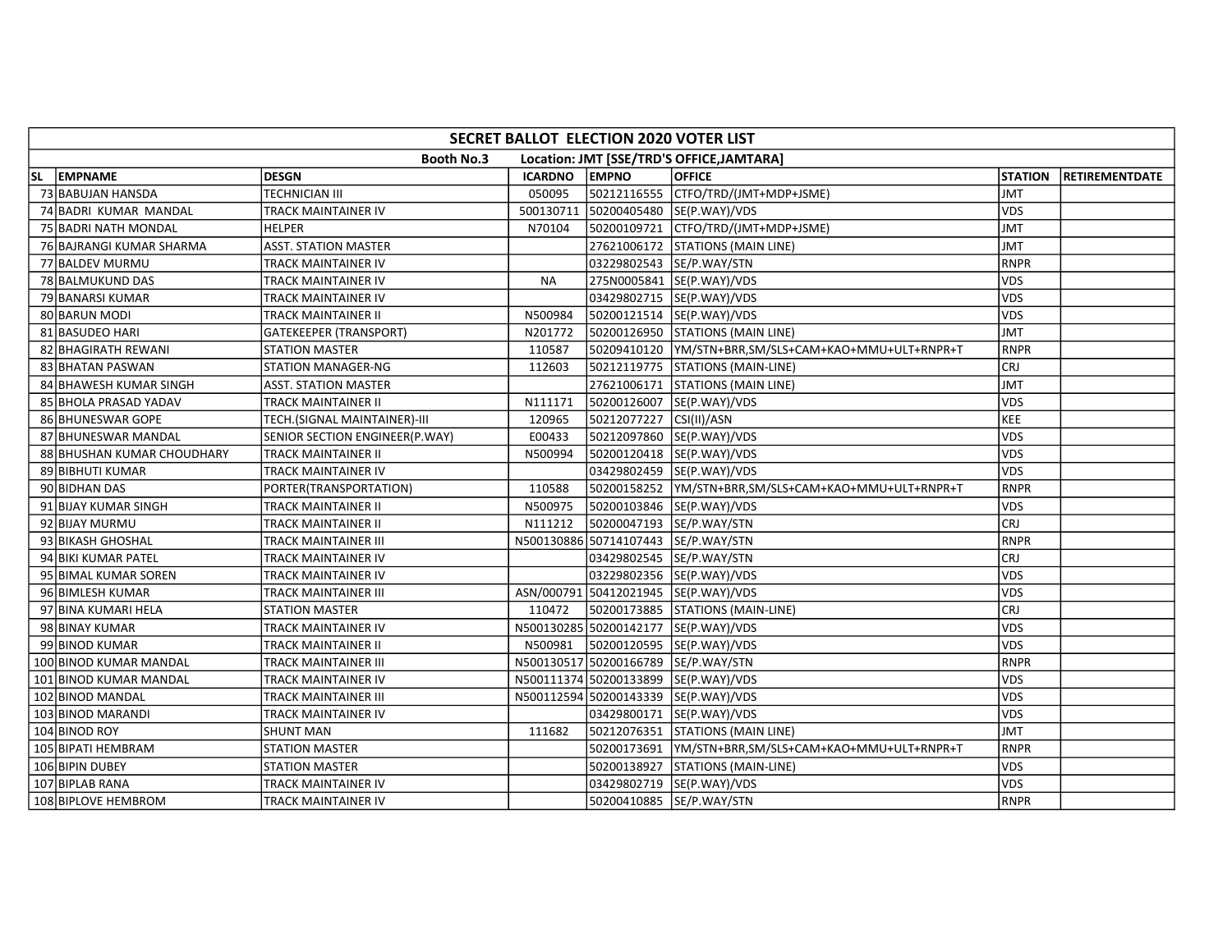| SECRET BALLOT ELECTION 2020 VOTER LIST | | | | | | | |
|---|---|---|---|---|---|---|---|
| Booth No.3 Location: JMT [SSE/TRD'S OFFICE,JAMTARA] | | | | | | | |
| SL | EMPNAME | DESGN | ICARDNO | EMPNO | OFFICE | STATION | RETIREMENTDATE |
| 73 | BABUJAN HANSDA | TECHNICIAN III | 050095 | 50212116555 | CTFO/TRD/(JMT+MDP+JSME) | JMT | |
| 74 | BADRI KUMAR MANDAL | TRACK MAINTAINER IV | 500130711 | 50200405480 | SE(P.WAY)/VDS | VDS | |
| 75 | BADRI NATH MONDAL | HELPER | N70104 | 50200109721 | CTFO/TRD/(JMT+MDP+JSME) | JMT | |
| 76 | BAJRANGI KUMAR SHARMA | ASST. STATION MASTER | | 27621006172 | STATIONS (MAIN LINE) | JMT | |
| 77 | BALDEV MURMU | TRACK MAINTAINER IV | | 03229802543 | SE/P.WAY/STN | RNPR | |
| 78 | BALMUKUND DAS | TRACK MAINTAINER IV | NA | 275N0005841 | SE(P.WAY)/VDS | VDS | |
| 79 | BANARSI KUMAR | TRACK MAINTAINER IV | | 03429802715 | SE(P.WAY)/VDS | VDS | |
| 80 | BARUN MODI | TRACK MAINTAINER II | N500984 | 50200121514 | SE(P.WAY)/VDS | VDS | |
| 81 | BASUDEO HARI | GATEKEEPER (TRANSPORT) | N201772 | 50200126950 | STATIONS (MAIN LINE) | JMT | |
| 82 | BHAGIRATH REWANI | STATION MASTER | 110587 | 50209410120 | YM/STN+BRR,SM/SLS+CAM+KAO+MMU+ULT+RNPR+T | RNPR | |
| 83 | BHATAN PASWAN | STATION MANAGER-NG | 112603 | 50212119775 | STATIONS (MAIN-LINE) | CRJ | |
| 84 | BHAWESH KUMAR SINGH | ASST. STATION MASTER | | 27621006171 | STATIONS (MAIN LINE) | JMT | |
| 85 | BHOLA PRASAD YADAV | TRACK MAINTAINER II | N111171 | 50200126007 | SE(P.WAY)/VDS | VDS | |
| 86 | BHUNESWAR GOPE | TECH.(SIGNAL MAINTAINER)-III | 120965 | 50212077227 | CSI(II)/ASN | KEE | |
| 87 | BHUNESWAR MANDAL | SENIOR SECTION ENGINEER(P.WAY) | E00433 | 50212097860 | SE(P.WAY)/VDS | VDS | |
| 88 | BHUSHAN KUMAR CHOUDHARY | TRACK MAINTAINER II | N500994 | 50200120418 | SE(P.WAY)/VDS | VDS | |
| 89 | BIBHUTI KUMAR | TRACK MAINTAINER IV | | 03429802459 | SE(P.WAY)/VDS | VDS | |
| 90 | BIDHAN DAS | PORTER(TRANSPORTATION) | 110588 | 50200158252 | YM/STN+BRR,SM/SLS+CAM+KAO+MMU+ULT+RNPR+T | RNPR | |
| 91 | BIJAY KUMAR SINGH | TRACK MAINTAINER II | N500975 | 50200103846 | SE(P.WAY)/VDS | VDS | |
| 92 | BIJAY MURMU | TRACK MAINTAINER II | N111212 | 50200047193 | SE/P.WAY/STN | CRJ | |
| 93 | BIKASH GHOSHAL | TRACK MAINTAINER III | N500130886 | 50714107443 | SE/P.WAY/STN | RNPR | |
| 94 | BIKI KUMAR PATEL | TRACK MAINTAINER IV | | 03429802545 | SE/P.WAY/STN | CRJ | |
| 95 | BIMAL KUMAR SOREN | TRACK MAINTAINER IV | | 03229802356 | SE(P.WAY)/VDS | VDS | |
| 96 | BIMLESH KUMAR | TRACK MAINTAINER III | ASN/000791 | 50412021945 | SE(P.WAY)/VDS | VDS | |
| 97 | BINA KUMARI HELA | STATION MASTER | 110472 | 50200173885 | STATIONS (MAIN-LINE) | CRJ | |
| 98 | BINAY KUMAR | TRACK MAINTAINER IV | N500130285 | 50200142177 | SE(P.WAY)/VDS | VDS | |
| 99 | BINOD KUMAR | TRACK MAINTAINER II | N500981 | 50200120595 | SE(P.WAY)/VDS | VDS | |
| 100 | BINOD KUMAR MANDAL | TRACK MAINTAINER III | N500130517 | 50200166789 | SE/P.WAY/STN | RNPR | |
| 101 | BINOD KUMAR MANDAL | TRACK MAINTAINER IV | N500111374 | 50200133899 | SE(P.WAY)/VDS | VDS | |
| 102 | BINOD MANDAL | TRACK MAINTAINER III | N500112594 | 50200143339 | SE(P.WAY)/VDS | VDS | |
| 103 | BINOD MARANDI | TRACK MAINTAINER IV | | 03429800171 | SE(P.WAY)/VDS | VDS | |
| 104 | BINOD ROY | SHUNT MAN | 111682 | 50212076351 | STATIONS (MAIN LINE) | JMT | |
| 105 | BIPATI HEMBRAM | STATION MASTER | | 50200173691 | YM/STN+BRR,SM/SLS+CAM+KAO+MMU+ULT+RNPR+T | RNPR | |
| 106 | BIPIN DUBEY | STATION MASTER | | 50200138927 | STATIONS (MAIN-LINE) | VDS | |
| 107 | BIPLAB RANA | TRACK MAINTAINER IV | | 03429802719 | SE(P.WAY)/VDS | VDS | |
| 108 | BIPLOVE HEMBROM | TRACK MAINTAINER IV | | 50200410885 | SE/P.WAY/STN | RNPR | |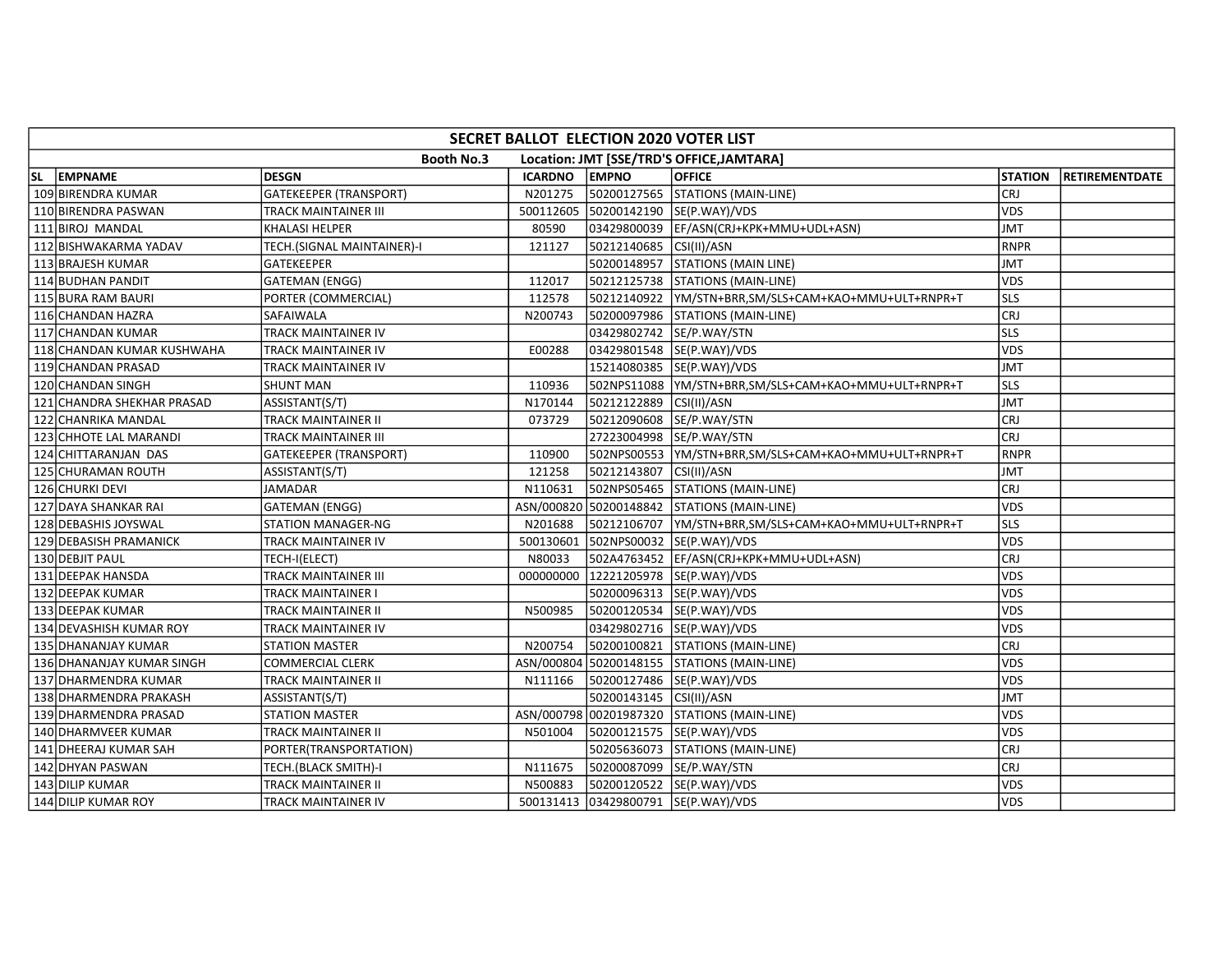| SECRET BALLOT ELECTION 2020 VOTER LIST | | | | | | | |
|---|---|---|---|---|---|---|---|
| Booth No.3 Location: JMT [SSE/TRD'S OFFICE,JAMTARA] | | | | | | | |
| SL | EMPNAME | DESGN | ICARDNO | EMPNO | OFFICE | STATION | RETIREMENTDATE |
| 109 | BIRENDRA KUMAR | GATEKEEPER (TRANSPORT) | N201275 | 50200127565 | STATIONS (MAIN-LINE) | CRJ | |
| 110 | BIRENDRA PASWAN | TRACK MAINTAINER III | 500112605 | 50200142190 | SE(P.WAY)/VDS | VDS | |
| 111 | BIROJ MANDAL | KHALASI HELPER | 80590 | 03429800039 | EF/ASN(CRJ+KPK+MMU+UDL+ASN) | JMT | |
| 112 | BISHWAKARMA YADAV | TECH.(SIGNAL MAINTAINER)-I | 121127 | 50212140685 | CSI(II)/ASN | RNPR | |
| 113 | BRAJESH KUMAR | GATEKEEPER | | 50200148957 | STATIONS (MAIN LINE) | JMT | |
| 114 | BUDHAN PANDIT | GATEMAN (ENGG) | 112017 | 50212125738 | STATIONS (MAIN-LINE) | VDS | |
| 115 | BURA RAM BAURI | PORTER (COMMERCIAL) | 112578 | 50212140922 | YM/STN+BRR,SM/SLS+CAM+KAO+MMU+ULT+RNPR+T | SLS | |
| 116 | CHANDAN HAZRA | SAFAIWALA | N200743 | 50200097986 | STATIONS (MAIN-LINE) | CRJ | |
| 117 | CHANDAN KUMAR | TRACK MAINTAINER IV | | 03429802742 | SE/P.WAY/STN | SLS | |
| 118 | CHANDAN KUMAR KUSHWAHA | TRACK MAINTAINER IV | E00288 | 03429801548 | SE(P.WAY)/VDS | VDS | |
| 119 | CHANDAN PRASAD | TRACK MAINTAINER IV | | 15214080385 | SE(P.WAY)/VDS | JMT | |
| 120 | CHANDAN SINGH | SHUNT MAN | 110936 | 502NPS11088 | YM/STN+BRR,SM/SLS+CAM+KAO+MMU+ULT+RNPR+T | SLS | |
| 121 | CHANDRA SHEKHAR PRASAD | ASSISTANT(S/T) | N170144 | 50212122889 | CSI(II)/ASN | JMT | |
| 122 | CHANRIKA MANDAL | TRACK MAINTAINER II | 073729 | 50212090608 | SE/P.WAY/STN | CRJ | |
| 123 | CHHOTE LAL MARANDI | TRACK MAINTAINER III | | 27223004998 | SE/P.WAY/STN | CRJ | |
| 124 | CHITTARANJAN DAS | GATEKEEPER (TRANSPORT) | 110900 | 502NPS00553 | YM/STN+BRR,SM/SLS+CAM+KAO+MMU+ULT+RNPR+T | RNPR | |
| 125 | CHURAMAN ROUTH | ASSISTANT(S/T) | 121258 | 50212143807 | CSI(II)/ASN | JMT | |
| 126 | CHURKI DEVI | JAMADAR | N110631 | 502NPS05465 | STATIONS (MAIN-LINE) | CRJ | |
| 127 | DAYA SHANKAR RAI | GATEMAN (ENGG) | ASN/000820 | 50200148842 | STATIONS (MAIN-LINE) | VDS | |
| 128 | DEBASHIS JOYSWAL | STATION MANAGER-NG | N201688 | 50212106707 | YM/STN+BRR,SM/SLS+CAM+KAO+MMU+ULT+RNPR+T | SLS | |
| 129 | DEBASISH PRAMANICK | TRACK MAINTAINER IV | 500130601 | 502NPS00032 | SE(P.WAY)/VDS | VDS | |
| 130 | DEBJIT PAUL | TECH-I(ELECT) | N80033 | 502A4763452 | EF/ASN(CRJ+KPK+MMU+UDL+ASN) | CRJ | |
| 131 | DEEPAK HANSDA | TRACK MAINTAINER III | 000000000 | 12221205978 | SE(P.WAY)/VDS | VDS | |
| 132 | DEEPAK KUMAR | TRACK MAINTAINER I | | 50200096313 | SE(P.WAY)/VDS | VDS | |
| 133 | DEEPAK KUMAR | TRACK MAINTAINER II | N500985 | 50200120534 | SE(P.WAY)/VDS | VDS | |
| 134 | DEVASHISH KUMAR ROY | TRACK MAINTAINER IV | | 03429802716 | SE(P.WAY)/VDS | VDS | |
| 135 | DHANANJAY KUMAR | STATION MASTER | N200754 | 50200100821 | STATIONS (MAIN-LINE) | CRJ | |
| 136 | DHANANJAY KUMAR SINGH | COMMERCIAL CLERK | ASN/000804 | 50200148155 | STATIONS (MAIN-LINE) | VDS | |
| 137 | DHARMENDRA KUMAR | TRACK MAINTAINER II | N111166 | 50200127486 | SE(P.WAY)/VDS | VDS | |
| 138 | DHARMENDRA PRAKASH | ASSISTANT(S/T) | | 50200143145 | CSI(II)/ASN | JMT | |
| 139 | DHARMENDRA PRASAD | STATION MASTER | ASN/000798 | 00201987320 | STATIONS (MAIN-LINE) | VDS | |
| 140 | DHARMVEER KUMAR | TRACK MAINTAINER II | N501004 | 50200121575 | SE(P.WAY)/VDS | VDS | |
| 141 | DHEERAJ KUMAR SAH | PORTER(TRANSPORTATION) | | 50205636073 | STATIONS (MAIN-LINE) | CRJ | |
| 142 | DHYAN PASWAN | TECH.(BLACK SMITH)-I | N111675 | 50200087099 | SE/P.WAY/STN | CRJ | |
| 143 | DILIP KUMAR | TRACK MAINTAINER II | N500883 | 50200120522 | SE(P.WAY)/VDS | VDS | |
| 144 | DILIP KUMAR ROY | TRACK MAINTAINER IV | 500131413 | 03429800791 | SE(P.WAY)/VDS | VDS | |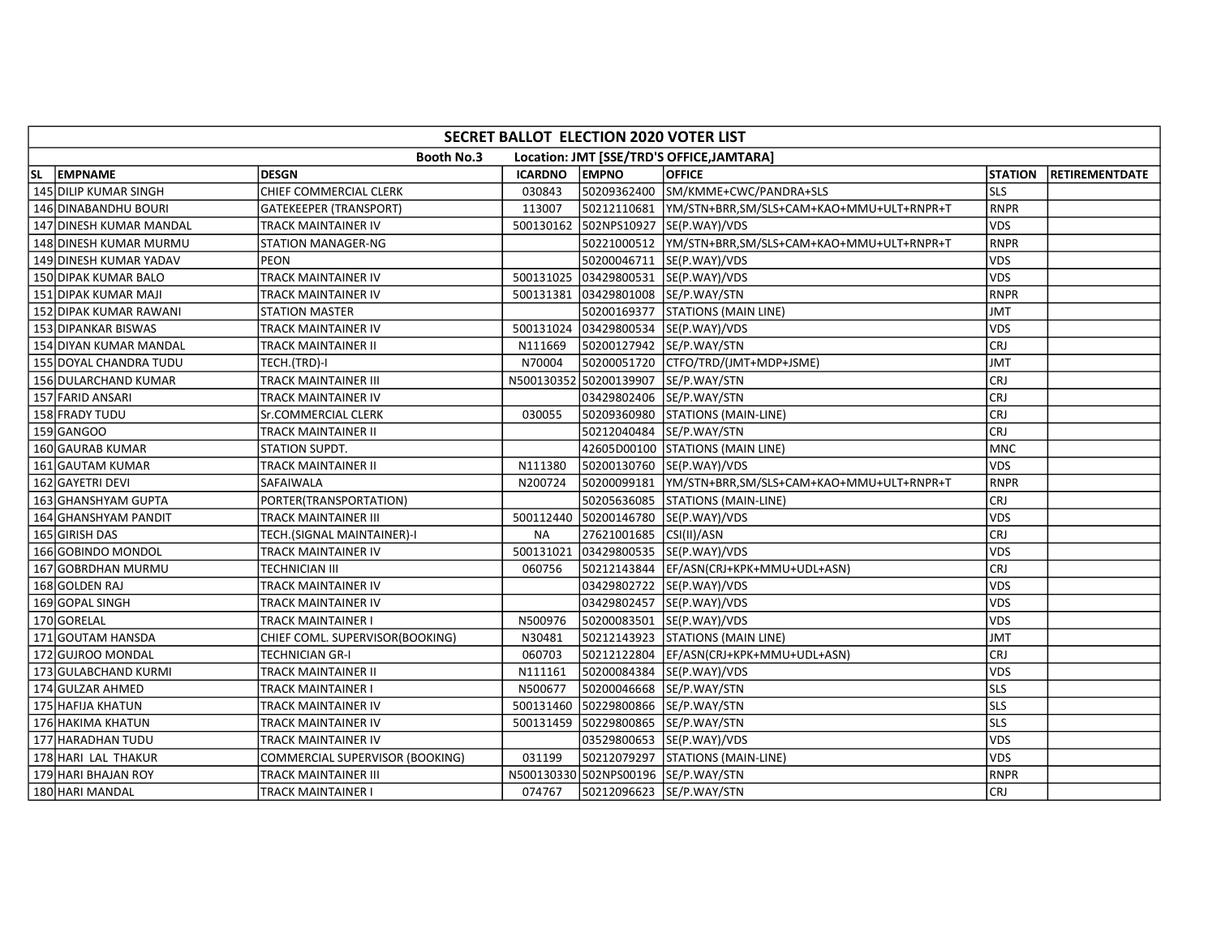| SECRET BALLOT ELECTION 2020 VOTER LIST | | | | | | | |
|---|---|---|---|---|---|---|---|
| Booth No.3 Location: JMT [SSE/TRD'S OFFICE,JAMTARA] | | | | | | | |
| SL | EMPNAME | DESGN | ICARDNO | EMPNO | OFFICE | STATION | RETIREMENTDATE |
| 145 | DILIP KUMAR SINGH | CHIEF COMMERCIAL CLERK | 030843 | 50209362400 | SM/KMME+CWC/PANDRA+SLS | SLS | |
| 146 | DINABANDHU BOURI | GATEKEEPER (TRANSPORT) | 113007 | 50212110681 | YM/STN+BRR,SM/SLS+CAM+KAO+MMU+ULT+RNPR+T | RNPR | |
| 147 | DINESH KUMAR MANDAL | TRACK MAINTAINER IV | 500130162 | 502NPS10927 | SE(P.WAY)/VDS | VDS | |
| 148 | DINESH KUMAR MURMU | STATION MANAGER-NG | | 50221000512 | YM/STN+BRR,SM/SLS+CAM+KAO+MMU+ULT+RNPR+T | RNPR | |
| 149 | DINESH KUMAR YADAV | PEON | | 50200046711 | SE(P.WAY)/VDS | VDS | |
| 150 | DIPAK KUMAR BALO | TRACK MAINTAINER IV | 500131025 | 03429800531 | SE(P.WAY)/VDS | VDS | |
| 151 | DIPAK KUMAR MAJI | TRACK MAINTAINER IV | 500131381 | 03429801008 | SE/P.WAY/STN | RNPR | |
| 152 | DIPAK KUMAR RAWANI | STATION MASTER | | 50200169377 | STATIONS (MAIN LINE) | JMT | |
| 153 | DIPANKAR BISWAS | TRACK MAINTAINER IV | 500131024 | 03429800534 | SE(P.WAY)/VDS | VDS | |
| 154 | DIYAN KUMAR MANDAL | TRACK MAINTAINER II | N111669 | 50200127942 | SE/P.WAY/STN | CRJ | |
| 155 | DOYAL CHANDRA TUDU | TECH.(TRD)-I | N70004 | 50200051720 | CTFO/TRD/(JMT+MDP+JSME) | JMT | |
| 156 | DULARCHAND KUMAR | TRACK MAINTAINER III | N500130352 | 50200139907 | SE/P.WAY/STN | CRJ | |
| 157 | FARID ANSARI | TRACK MAINTAINER IV | | 03429802406 | SE/P.WAY/STN | CRJ | |
| 158 | FRADY TUDU | Sr.COMMERCIAL CLERK | 030055 | 50209360980 | STATIONS (MAIN-LINE) | CRJ | |
| 159 | GANGOO | TRACK MAINTAINER II | | 50212040484 | SE/P.WAY/STN | CRJ | |
| 160 | GAURAB KUMAR | STATION SUPDT. | | 42605D00100 | STATIONS (MAIN LINE) | MNC | |
| 161 | GAUTAM KUMAR | TRACK MAINTAINER II | N111380 | 50200130760 | SE(P.WAY)/VDS | VDS | |
| 162 | GAYETRI DEVI | SAFAIWALA | N200724 | 50200099181 | YM/STN+BRR,SM/SLS+CAM+KAO+MMU+ULT+RNPR+T | RNPR | |
| 163 | GHANSHYAM GUPTA | PORTER(TRANSPORTATION) | | 50205636085 | STATIONS (MAIN-LINE) | CRJ | |
| 164 | GHANSHYAM PANDIT | TRACK MAINTAINER III | 500112440 | 50200146780 | SE(P.WAY)/VDS | VDS | |
| 165 | GIRISH DAS | TECH.(SIGNAL MAINTAINER)-I | NA | 27621001685 | CSI(II)/ASN | CRJ | |
| 166 | GOBINDO MONDOL | TRACK MAINTAINER IV | 500131021 | 03429800535 | SE(P.WAY)/VDS | VDS | |
| 167 | GOBRDHAN MURMU | TECHNICIAN III | 060756 | 50212143844 | EF/ASN(CRJ+KPK+MMU+UDL+ASN) | CRJ | |
| 168 | GOLDEN RAJ | TRACK MAINTAINER IV | | 03429802722 | SE(P.WAY)/VDS | VDS | |
| 169 | GOPAL SINGH | TRACK MAINTAINER IV | | 03429802457 | SE(P.WAY)/VDS | VDS | |
| 170 | GORELAL | TRACK MAINTAINER I | N500976 | 50200083501 | SE(P.WAY)/VDS | VDS | |
| 171 | GOUTAM HANSDA | CHIEF COML. SUPERVISOR(BOOKING) | N30481 | 50212143923 | STATIONS (MAIN LINE) | JMT | |
| 172 | GUJROO MONDAL | TECHNICIAN GR-I | 060703 | 50212122804 | EF/ASN(CRJ+KPK+MMU+UDL+ASN) | CRJ | |
| 173 | GULABCHAND KURMI | TRACK MAINTAINER II | N111161 | 50200084384 | SE(P.WAY)/VDS | VDS | |
| 174 | GULZAR AHMED | TRACK MAINTAINER I | N500677 | 50200046668 | SE/P.WAY/STN | SLS | |
| 175 | HAFIJA KHATUN | TRACK MAINTAINER IV | 500131460 | 50229800866 | SE/P.WAY/STN | SLS | |
| 176 | HAKIMA KHATUN | TRACK MAINTAINER IV | 500131459 | 50229800865 | SE/P.WAY/STN | SLS | |
| 177 | HARADHAN TUDU | TRACK MAINTAINER IV | | 03529800653 | SE(P.WAY)/VDS | VDS | |
| 178 | HARI LAL THAKUR | COMMERCIAL SUPERVISOR (BOOKING) | 031199 | 50212079297 | STATIONS (MAIN-LINE) | VDS | |
| 179 | HARI BHAJAN ROY | TRACK MAINTAINER III | N500130330 | 502NPS00196 | SE/P.WAY/STN | RNPR | |
| 180 | HARI MANDAL | TRACK MAINTAINER I | 074767 | 50212096623 | SE/P.WAY/STN | CRJ | |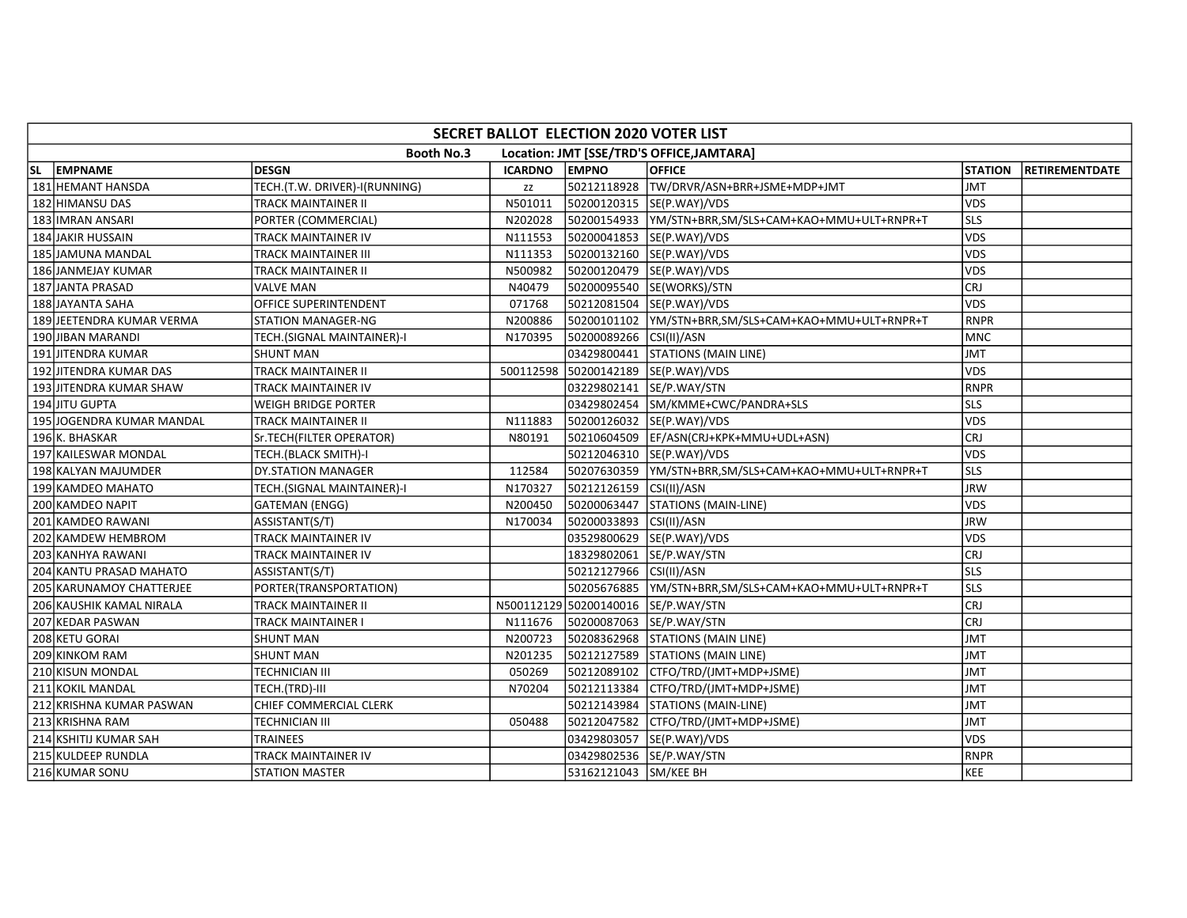# SECRET BALLOT ELECTION 2020 VOTER LIST

**Booth No.3 Location: JMT [SSE/TRD'S OFFICE,JAMTARA]**

| SL | EMPNAME | DESGN | ICARDNO | EMPNO | OFFICE | STATION | RETIREMENTDATE |
|---|---|---|---|---|---|---|---|
| 181 | HEMANT HANSDA | TECH.(T.W. DRIVER)-I(RUNNING) | zz | 50212118928 | TW/DRVR/ASN+BRR+JSME+MDP+JMT | JMT | |
| 182 | HIMANSU DAS | TRACK MAINTAINER II | N501011 | 50200120315 | SE(P.WAY)/VDS | VDS | |
| 183 | IMRAN ANSARI | PORTER (COMMERCIAL) | N202028 | 50200154933 | YM/STN+BRR,SM/SLS+CAM+KAO+MMU+ULT+RNPR+T | SLS | |
| 184 | JAKIR HUSSAIN | TRACK MAINTAINER IV | N111553 | 50200041853 | SE(P.WAY)/VDS | VDS | |
| 185 | JAMUNA MANDAL | TRACK MAINTAINER III | N111353 | 50200132160 | SE(P.WAY)/VDS | VDS | |
| 186 | JANMEJAY KUMAR | TRACK MAINTAINER II | N500982 | 50200120479 | SE(P.WAY)/VDS | VDS | |
| 187 | JANTA PRASAD | VALVE MAN | N40479 | 50200095540 | SE(WORKS)/STN | CRJ | |
| 188 | JAYANTA SAHA | OFFICE SUPERINTENDENT | 071768 | 50212081504 | SE(P.WAY)/VDS | VDS | |
| 189 | JEETENDRA KUMAR VERMA | STATION MANAGER-NG | N200886 | 50200101102 | YM/STN+BRR,SM/SLS+CAM+KAO+MMU+ULT+RNPR+T | RNPR | |
| 190 | JIBAN MARANDI | TECH.(SIGNAL MAINTAINER)-I | N170395 | 50200089266 | CSI(II)/ASN | MNC | |
| 191 | JITENDRA KUMAR | SHUNT MAN | | 03429800441 | STATIONS (MAIN LINE) | JMT | |
| 192 | JITENDRA KUMAR DAS | TRACK MAINTAINER II | 500112598 | 50200142189 | SE(P.WAY)/VDS | VDS | |
| 193 | JITENDRA KUMAR SHAW | TRACK MAINTAINER IV | | 03229802141 | SE/P.WAY/STN | RNPR | |
| 194 | JITU GUPTA | WEIGH BRIDGE PORTER | | 03429802454 | SM/KMME+CWC/PANDRA+SLS | SLS | |
| 195 | JOGENDRA KUMAR MANDAL | TRACK MAINTAINER II | N111883 | 50200126032 | SE(P.WAY)/VDS | VDS | |
| 196 | K. BHASKAR | Sr.TECH(FILTER OPERATOR) | N80191 | 50210604509 | EF/ASN(CRJ+KPK+MMU+UDL+ASN) | CRJ | |
| 197 | KAILESWAR MONDAL | TECH.(BLACK SMITH)-I | | 50212046310 | SE(P.WAY)/VDS | VDS | |
| 198 | KALYAN MAJUMDER | DY.STATION MANAGER | 112584 | 50207630359 | YM/STN+BRR,SM/SLS+CAM+KAO+MMU+ULT+RNPR+T | SLS | |
| 199 | KAMDEO MAHATO | TECH.(SIGNAL MAINTAINER)-I | N170327 | 50212126159 | CSI(II)/ASN | JRW | |
| 200 | KAMDEO NAPIT | GATEMAN (ENGG) | N200450 | 50200063447 | STATIONS (MAIN-LINE) | VDS | |
| 201 | KAMDEO RAWANI | ASSISTANT(S/T) | N170034 | 50200033893 | CSI(II)/ASN | JRW | |
| 202 | KAMDEW HEMBROM | TRACK MAINTAINER IV | | 03529800629 | SE(P.WAY)/VDS | VDS | |
| 203 | KANHYA RAWANI | TRACK MAINTAINER IV | | 18329802061 | SE/P.WAY/STN | CRJ | |
| 204 | KANTU PRASAD MAHATO | ASSISTANT(S/T) | | 50212127966 | CSI(II)/ASN | SLS | |
| 205 | KARUNAMOY CHATTERJEE | PORTER(TRANSPORTATION) | | 50205676885 | YM/STN+BRR,SM/SLS+CAM+KAO+MMU+ULT+RNPR+T | SLS | |
| 206 | KAUSHIK KAMAL NIRALA | TRACK MAINTAINER II | N500112129 | 50200140016 | SE/P.WAY/STN | CRJ | |
| 207 | KEDAR PASWAN | TRACK MAINTAINER I | N111676 | 50200087063 | SE/P.WAY/STN | CRJ | |
| 208 | KETU GORAI | SHUNT MAN | N200723 | 50208362968 | STATIONS (MAIN LINE) | JMT | |
| 209 | KINKOM RAM | SHUNT MAN | N201235 | 50212127589 | STATIONS (MAIN LINE) | JMT | |
| 210 | KISUN MONDAL | TECHNICIAN III | 050269 | 50212089102 | CTFO/TRD/(JMT+MDP+JSME) | JMT | |
| 211 | KOKIL MANDAL | TECH.(TRD)-III | N70204 | 50212113384 | CTFO/TRD/(JMT+MDP+JSME) | JMT | |
| 212 | KRISHNA KUMAR PASWAN | CHIEF COMMERCIAL CLERK | | 50212143984 | STATIONS (MAIN-LINE) | JMT | |
| 213 | KRISHNA RAM | TECHNICIAN III | 050488 | 50212047582 | CTFO/TRD/(JMT+MDP+JSME) | JMT | |
| 214 | KSHITIJ KUMAR SAH | TRAINEES | | 03429803057 | SE(P.WAY)/VDS | VDS | |
| 215 | KULDEEP RUNDLA | TRACK MAINTAINER IV | | 03429802536 | SE/P.WAY/STN | RNPR | |
| 216 | KUMAR SONU | STATION MASTER | | 53162121043 | SM/KEE BH | KEE | |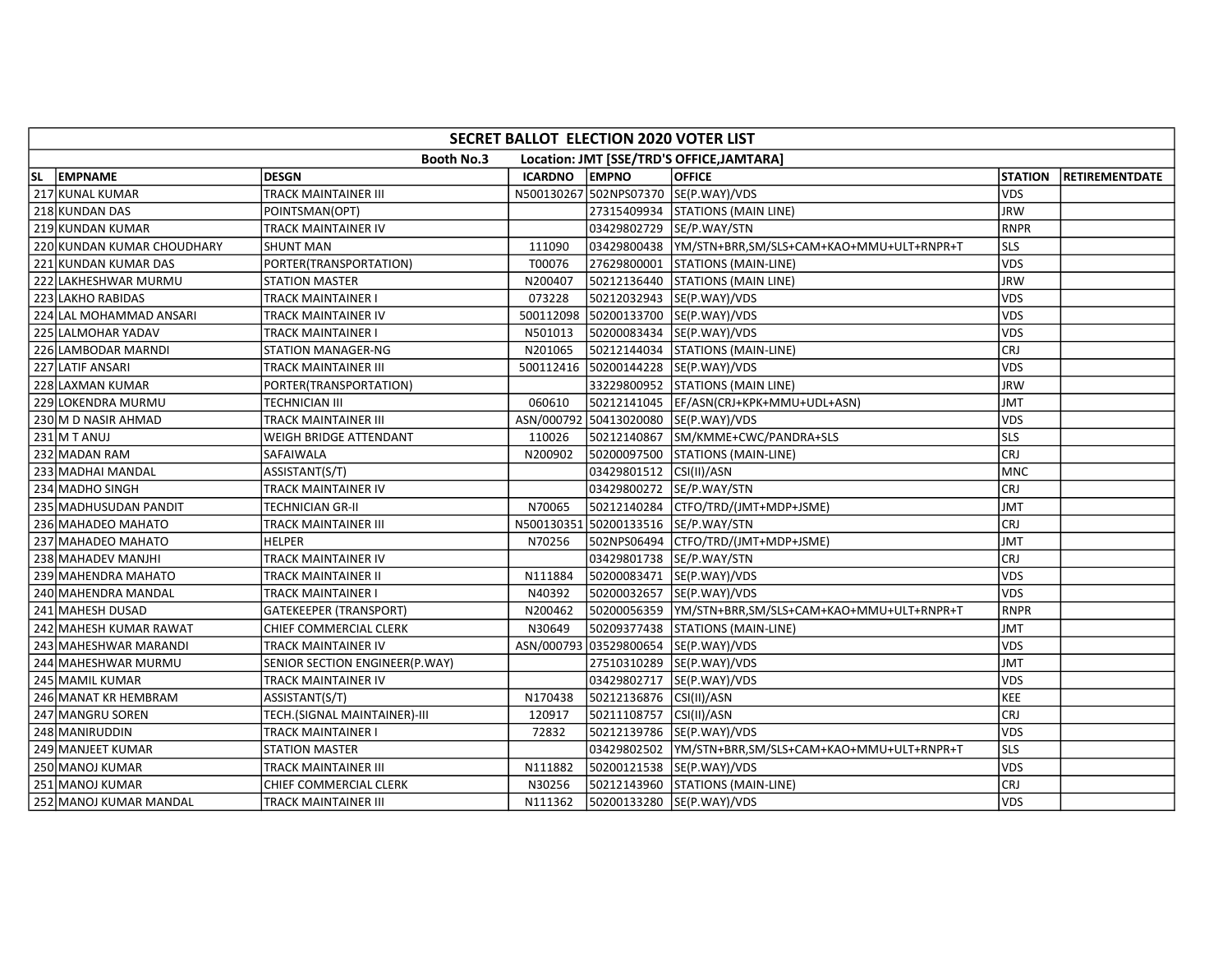**SECRET BALLOT ELECTION 2020 VOTER LIST**

**Booth No.3 Location: JMT [SSE/TRD'S OFFICE,JAMTARA]**

| SL | EMPNAME | DESGN | ICARDNO | EMPNO | OFFICE | STATION | RETIREMENTDATE |
|---|---|---|---|---|---|---|---|
| 217 | KUNAL KUMAR | TRACK MAINTAINER III | N500130267 | 502NPS07370 | SE(P.WAY)/VDS | VDS | |
| 218 | KUNDAN DAS | POINTSMAN(OPT) | | 27315409934 | STATIONS (MAIN LINE) | JRW | |
| 219 | KUNDAN KUMAR | TRACK MAINTAINER IV | | 03429802729 | SE/P.WAY/STN | RNPR | |
| 220 | KUNDAN KUMAR CHOUDHARY | SHUNT MAN | 111090 | 03429800438 | YM/STN+BRR,SM/SLS+CAM+KAO+MMU+ULT+RNPR+T | SLS | |
| 221 | KUNDAN KUMAR DAS | PORTER(TRANSPORTATION) | T00076 | 27629800001 | STATIONS (MAIN-LINE) | VDS | |
| 222 | LAKHESHWAR MURMU | STATION MASTER | N200407 | 50212136440 | STATIONS (MAIN LINE) | JRW | |
| 223 | LAKHO RABIDAS | TRACK MAINTAINER I | 073228 | 50212032943 | SE(P.WAY)/VDS | VDS | |
| 224 | LAL MOHAMMAD ANSARI | TRACK MAINTAINER IV | 500112098 | 50200133700 | SE(P.WAY)/VDS | VDS | |
| 225 | LALMOHAR YADAV | TRACK MAINTAINER I | N501013 | 50200083434 | SE(P.WAY)/VDS | VDS | |
| 226 | LAMBODAR MARNDI | STATION MANAGER-NG | N201065 | 50212144034 | STATIONS (MAIN-LINE) | CRJ | |
| 227 | LATIF ANSARI | TRACK MAINTAINER III | 500112416 | 50200144228 | SE(P.WAY)/VDS | VDS | |
| 228 | LAXMAN KUMAR | PORTER(TRANSPORTATION) | | 33229800952 | STATIONS (MAIN LINE) | JRW | |
| 229 | LOKENDRA MURMU | TECHNICIAN III | 060610 | 50212141045 | EF/ASN(CRJ+KPK+MMU+UDL+ASN) | JMT | |
| 230 | M D NASIR AHMAD | TRACK MAINTAINER III | ASN/000792 | 50413020080 | SE(P.WAY)/VDS | VDS | |
| 231 | M T ANUJ | WEIGH BRIDGE ATTENDANT | 110026 | 50212140867 | SM/KMME+CWC/PANDRA+SLS | SLS | |
| 232 | MADAN RAM | SAFAIWALA | N200902 | 50200097500 | STATIONS (MAIN-LINE) | CRJ | |
| 233 | MADHAI MANDAL | ASSISTANT(S/T) | | 03429801512 | CSI(II)/ASN | MNC | |
| 234 | MADHO SINGH | TRACK MAINTAINER IV | | 03429800272 | SE/P.WAY/STN | CRJ | |
| 235 | MADHUSUDAN PANDIT | TECHNICIAN GR-II | N70065 | 50212140284 | CTFO/TRD/(JMT+MDP+JSME) | JMT | |
| 236 | MAHADEO MAHATO | TRACK MAINTAINER III | N500130351 | 50200133516 | SE/P.WAY/STN | CRJ | |
| 237 | MAHADEO MAHATO | HELPER | N70256 | 502NPS06494 | CTFO/TRD/(JMT+MDP+JSME) | JMT | |
| 238 | MAHADEV MANJHI | TRACK MAINTAINER IV | | 03429801738 | SE/P.WAY/STN | CRJ | |
| 239 | MAHENDRA MAHATO | TRACK MAINTAINER II | N111884 | 50200083471 | SE(P.WAY)/VDS | VDS | |
| 240 | MAHENDRA MANDAL | TRACK MAINTAINER I | N40392 | 50200032657 | SE(P.WAY)/VDS | VDS | |
| 241 | MAHESH DUSAD | GATEKEEPER (TRANSPORT) | N200462 | 50200056359 | YM/STN+BRR,SM/SLS+CAM+KAO+MMU+ULT+RNPR+T | RNPR | |
| 242 | MAHESH KUMAR RAWAT | CHIEF COMMERCIAL CLERK | N30649 | 50209377438 | STATIONS (MAIN-LINE) | JMT | |
| 243 | MAHESHWAR MARANDI | TRACK MAINTAINER IV | ASN/000793 | 03529800654 | SE(P.WAY)/VDS | VDS | |
| 244 | MAHESHWAR MURMU | SENIOR SECTION ENGINEER(P.WAY) | | 27510310289 | SE(P.WAY)/VDS | JMT | |
| 245 | MAMIL KUMAR | TRACK MAINTAINER IV | | 03429802717 | SE(P.WAY)/VDS | VDS | |
| 246 | MANAT KR HEMBRAM | ASSISTANT(S/T) | N170438 | 50212136876 | CSI(II)/ASN | KEE | |
| 247 | MANGRU SOREN | TECH.(SIGNAL MAINTAINER)-III | 120917 | 50211108757 | CSI(II)/ASN | CRJ | |
| 248 | MANIRUDDIN | TRACK MAINTAINER I | 72832 | 50212139786 | SE(P.WAY)/VDS | VDS | |
| 249 | MANJEET KUMAR | STATION MASTER | | 03429802502 | YM/STN+BRR,SM/SLS+CAM+KAO+MMU+ULT+RNPR+T | SLS | |
| 250 | MANOJ KUMAR | TRACK MAINTAINER III | N111882 | 50200121538 | SE(P.WAY)/VDS | VDS | |
| 251 | MANOJ KUMAR | CHIEF COMMERCIAL CLERK | N30256 | 50212143960 | STATIONS (MAIN-LINE) | CRJ | |
| 252 | MANOJ KUMAR MANDAL | TRACK MAINTAINER III | N111362 | 50200133280 | SE(P.WAY)/VDS | VDS | |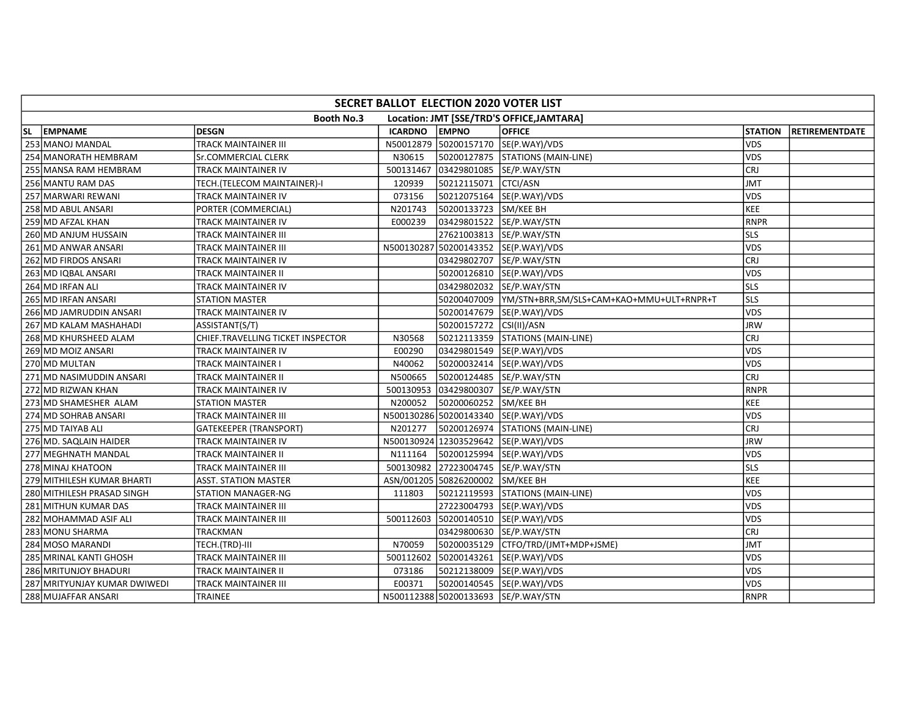## SECRET BALLOT ELECTION 2020 VOTER LIST

**Booth No.3 Location: JMT [SSE/TRD'S OFFICE,JAMTARA]**

| SL | EMPNAME | DESGN | ICARDNO | EMPNO | OFFICE | STATION | RETIREMENTDATE |
|---|---|---|---|---|---|---|---|
| 253 | MANOJ MANDAL | TRACK MAINTAINER III | N50012879 | 50200157170 | SE(P.WAY)/VDS | VDS | |
| 254 | MANORATH HEMBRAM | Sr.COMMERCIAL CLERK | N30615 | 50200127875 | STATIONS (MAIN-LINE) | VDS | |
| 255 | MANSA RAM HEMBRAM | TRACK MAINTAINER IV | 500131467 | 03429801085 | SE/P.WAY/STN | CRJ | |
| 256 | MANTU RAM DAS | TECH.(TELECOM MAINTAINER)-I | 120939 | 50212115071 | CTCI/ASN | JMT | |
| 257 | MARWARI REWANI | TRACK MAINTAINER IV | 073156 | 50212075164 | SE(P.WAY)/VDS | VDS | |
| 258 | MD ABUL ANSARI | PORTER (COMMERCIAL) | N201743 | 50200133723 | SM/KEE BH | KEE | |
| 259 | MD AFZAL KHAN | TRACK MAINTAINER IV | E000239 | 03429801522 | SE/P.WAY/STN | RNPR | |
| 260 | MD ANJUM HUSSAIN | TRACK MAINTAINER III | | 27621003813 | SE/P.WAY/STN | SLS | |
| 261 | MD ANWAR ANSARI | TRACK MAINTAINER III | N500130287 | 50200143352 | SE(P.WAY)/VDS | VDS | |
| 262 | MD FIRDOS ANSARI | TRACK MAINTAINER IV | | 03429802707 | SE/P.WAY/STN | CRJ | |
| 263 | MD IQBAL ANSARI | TRACK MAINTAINER II | | 50200126810 | SE(P.WAY)/VDS | VDS | |
| 264 | MD IRFAN ALI | TRACK MAINTAINER IV | | 03429802032 | SE/P.WAY/STN | SLS | |
| 265 | MD IRFAN ANSARI | STATION MASTER | | 50200407009 | YM/STN+BRR,SM/SLS+CAM+KAO+MMU+ULT+RNPR+T | SLS | |
| 266 | MD JAMRUDDIN ANSARI | TRACK MAINTAINER IV | | 50200147679 | SE(P.WAY)/VDS | VDS | |
| 267 | MD KALAM MASHAHADI | ASSISTANT(S/T) | | 50200157272 | CSI(II)/ASN | JRW | |
| 268 | MD KHURSHEED ALAM | CHIEF.TRAVELLING TICKET INSPECTOR | N30568 | 50212113359 | STATIONS (MAIN-LINE) | CRJ | |
| 269 | MD MOIZ ANSARI | TRACK MAINTAINER IV | E00290 | 03429801549 | SE(P.WAY)/VDS | VDS | |
| 270 | MD MULTAN | TRACK MAINTAINER I | N40062 | 50200032414 | SE(P.WAY)/VDS | VDS | |
| 271 | MD NASIMUDDIN ANSARI | TRACK MAINTAINER II | N500665 | 50200124485 | SE/P.WAY/STN | CRJ | |
| 272 | MD RIZWAN KHAN | TRACK MAINTAINER IV | 500130953 | 03429800307 | SE/P.WAY/STN | RNPR | |
| 273 | MD SHAMESHER ALAM | STATION MASTER | N200052 | 50200060252 | SM/KEE BH | KEE | |
| 274 | MD SOHRAB ANSARI | TRACK MAINTAINER III | N500130286 | 50200143340 | SE(P.WAY)/VDS | VDS | |
| 275 | MD TAIYAB ALI | GATEKEEPER (TRANSPORT) | N201277 | 50200126974 | STATIONS (MAIN-LINE) | CRJ | |
| 276 | MD. SAQLAIN HAIDER | TRACK MAINTAINER IV | N500130924 | 12303529642 | SE(P.WAY)/VDS | JRW | |
| 277 | MEGHNATH MANDAL | TRACK MAINTAINER II | N111164 | 50200125994 | SE(P.WAY)/VDS | VDS | |
| 278 | MINAJ KHATOON | TRACK MAINTAINER III | 500130982 | 27223004745 | SE/P.WAY/STN | SLS | |
| 279 | MITHILESH KUMAR BHARTI | ASST. STATION MASTER | ASN/001205 | 50826200002 | SM/KEE BH | KEE | |
| 280 | MITHILESH PRASAD SINGH | STATION MANAGER-NG | 111803 | 50212119593 | STATIONS (MAIN-LINE) | VDS | |
| 281 | MITHUN KUMAR DAS | TRACK MAINTAINER III | | 27223004793 | SE(P.WAY)/VDS | VDS | |
| 282 | MOHAMMAD ASIF ALI | TRACK MAINTAINER III | 500112603 | 50200140510 | SE(P.WAY)/VDS | VDS | |
| 283 | MONU SHARMA | TRACKMAN | | 03429800630 | SE/P.WAY/STN | CRJ | |
| 284 | MOSO MARANDI | TECH.(TRD)-III | N70059 | 50200035129 | CTFO/TRD/(JMT+MDP+JSME) | JMT | |
| 285 | MRINAL KANTI GHOSH | TRACK MAINTAINER III | 500112602 | 50200143261 | SE(P.WAY)/VDS | VDS | |
| 286 | MRITUNJOY BHADURI | TRACK MAINTAINER II | 073186 | 50212138009 | SE(P.WAY)/VDS | VDS | |
| 287 | MRITYUNJAY KUMAR DWIWEDI | TRACK MAINTAINER III | E00371 | 50200140545 | SE(P.WAY)/VDS | VDS | |
| 288 | MUJAFFAR ANSARI | TRAINEE | N500112388 | 50200133693 | SE/P.WAY/STN | RNPR | |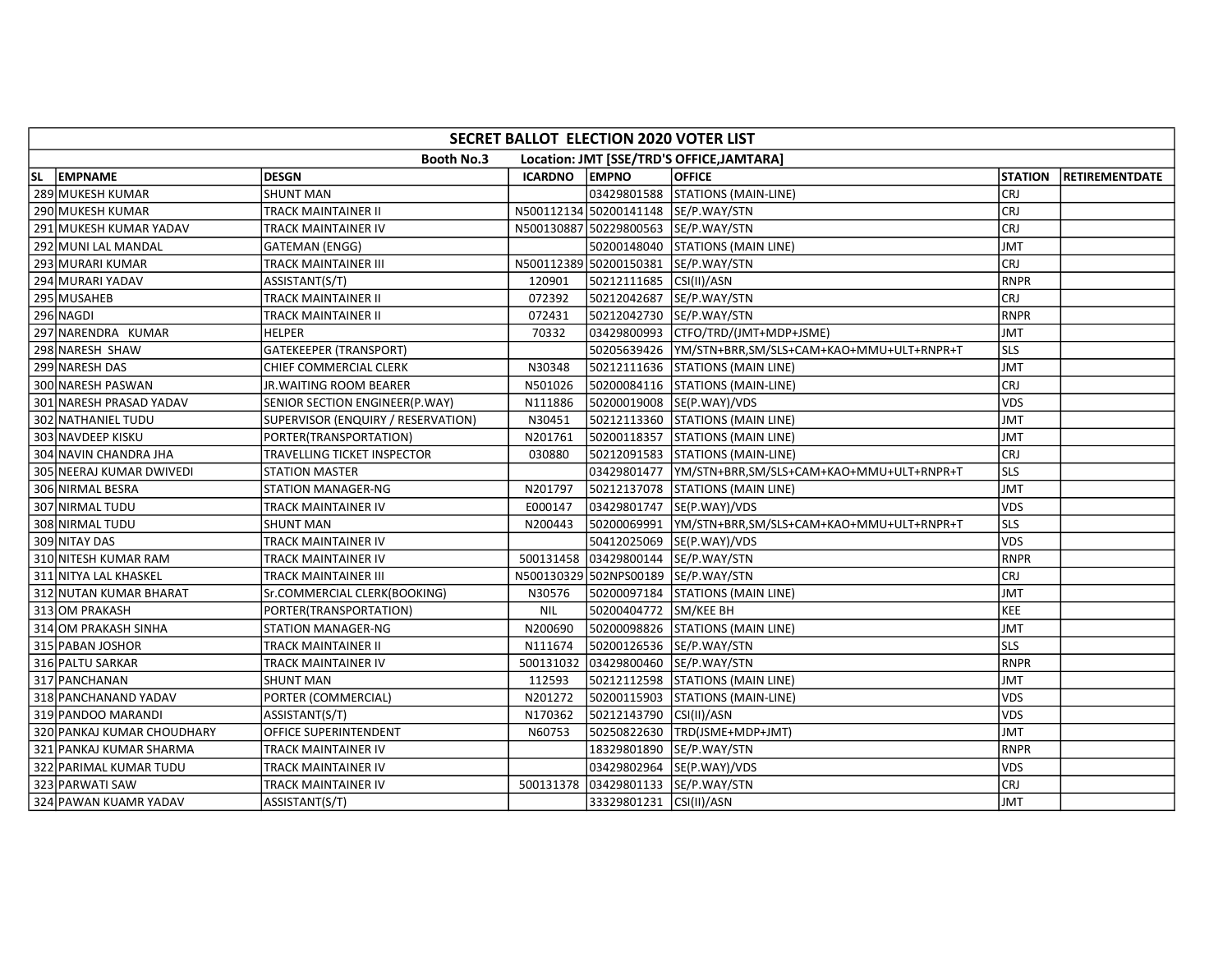| SECRET BALLOT ELECTION 2020 VOTER LIST | | | | | | | |
|---|---|---|---|---|---|---|---|
| Booth No.3 Location: JMT [SSE/TRD'S OFFICE,JAMTARA] | | | | | | | |
| SL | EMPNAME | DESGN | ICARDNO | EMPNO | OFFICE | STATION | RETIREMENTDATE |
| 289 | MUKESH KUMAR | SHUNT MAN | | 03429801588 | STATIONS (MAIN-LINE) | CRJ | |
| 290 | MUKESH KUMAR | TRACK MAINTAINER II | N500112134 | 50200141148 | SE/P.WAY/STN | CRJ | |
| 291 | MUKESH KUMAR YADAV | TRACK MAINTAINER IV | N500130887 | 50229800563 | SE/P.WAY/STN | CRJ | |
| 292 | MUNI LAL MANDAL | GATEMAN (ENGG) | | 50200148040 | STATIONS (MAIN LINE) | JMT | |
| 293 | MURARI KUMAR | TRACK MAINTAINER III | N500112389 | 50200150381 | SE/P.WAY/STN | CRJ | |
| 294 | MURARI YADAV | ASSISTANT(S/T) | 120901 | 50212111685 | CSI(II)/ASN | RNPR | |
| 295 | MUSAHEB | TRACK MAINTAINER II | 072392 | 50212042687 | SE/P.WAY/STN | CRJ | |
| 296 | NAGDI | TRACK MAINTAINER II | 072431 | 50212042730 | SE/P.WAY/STN | RNPR | |
| 297 | NARENDRA KUMAR | HELPER | 70332 | 03429800993 | CTFO/TRD/(JMT+MDP+JSME) | JMT | |
| 298 | NARESH SHAW | GATEKEEPER (TRANSPORT) | | 50205639426 | YM/STN+BRR,SM/SLS+CAM+KAO+MMU+ULT+RNPR+T | SLS | |
| 299 | NARESH DAS | CHIEF COMMERCIAL CLERK | N30348 | 50212111636 | STATIONS (MAIN LINE) | JMT | |
| 300 | NARESH PASWAN | JR.WAITING ROOM BEARER | N501026 | 50200084116 | STATIONS (MAIN-LINE) | CRJ | |
| 301 | NARESH PRASAD YADAV | SENIOR SECTION ENGINEER(P.WAY) | N111886 | 50200019008 | SE(P.WAY)/VDS | VDS | |
| 302 | NATHANIEL TUDU | SUPERVISOR (ENQUIRY / RESERVATION) | N30451 | 50212113360 | STATIONS (MAIN LINE) | JMT | |
| 303 | NAVDEEP KISKU | PORTER(TRANSPORTATION) | N201761 | 50200118357 | STATIONS (MAIN LINE) | JMT | |
| 304 | NAVIN CHANDRA JHA | TRAVELLING TICKET INSPECTOR | 030880 | 50212091583 | STATIONS (MAIN-LINE) | CRJ | |
| 305 | NEERAJ KUMAR DWIVEDI | STATION MASTER | | 03429801477 | YM/STN+BRR,SM/SLS+CAM+KAO+MMU+ULT+RNPR+T | SLS | |
| 306 | NIRMAL BESRA | STATION MANAGER-NG | N201797 | 50212137078 | STATIONS (MAIN LINE) | JMT | |
| 307 | NIRMAL TUDU | TRACK MAINTAINER IV | E000147 | 03429801747 | SE(P.WAY)/VDS | VDS | |
| 308 | NIRMAL TUDU | SHUNT MAN | N200443 | 50200069991 | YM/STN+BRR,SM/SLS+CAM+KAO+MMU+ULT+RNPR+T | SLS | |
| 309 | NITAY DAS | TRACK MAINTAINER IV | | 50412025069 | SE(P.WAY)/VDS | VDS | |
| 310 | NITESH KUMAR RAM | TRACK MAINTAINER IV | 500131458 | 03429800144 | SE/P.WAY/STN | RNPR | |
| 311 | NITYA LAL KHASKEL | TRACK MAINTAINER III | N500130329 | 502NPS00189 | SE/P.WAY/STN | CRJ | |
| 312 | NUTAN KUMAR BHARAT | Sr.COMMERCIAL CLERK(BOOKING) | N30576 | 50200097184 | STATIONS (MAIN LINE) | JMT | |
| 313 | OM PRAKASH | PORTER(TRANSPORTATION) | NIL | 50200404772 | SM/KEE BH | KEE | |
| 314 | OM PRAKASH SINHA | STATION MANAGER-NG | N200690 | 50200098826 | STATIONS (MAIN LINE) | JMT | |
| 315 | PABAN JOSHOR | TRACK MAINTAINER II | N111674 | 50200126536 | SE/P.WAY/STN | SLS | |
| 316 | PALTU SARKAR | TRACK MAINTAINER IV | 500131032 | 03429800460 | SE/P.WAY/STN | RNPR | |
| 317 | PANCHANAN | SHUNT MAN | 112593 | 50212112598 | STATIONS (MAIN LINE) | JMT | |
| 318 | PANCHANAND YADAV | PORTER (COMMERCIAL) | N201272 | 50200115903 | STATIONS (MAIN-LINE) | VDS | |
| 319 | PANDOO MARANDI | ASSISTANT(S/T) | N170362 | 50212143790 | CSI(II)/ASN | VDS | |
| 320 | PANKAJ KUMAR CHOUDHARY | OFFICE SUPERINTENDENT | N60753 | 50250822630 | TRD(JSME+MDP+JMT) | JMT | |
| 321 | PANKAJ KUMAR SHARMA | TRACK MAINTAINER IV | | 18329801890 | SE/P.WAY/STN | RNPR | |
| 322 | PARIMAL KUMAR TUDU | TRACK MAINTAINER IV | | 03429802964 | SE(P.WAY)/VDS | VDS | |
| 323 | PARWATI SAW | TRACK MAINTAINER IV | 500131378 | 03429801133 | SE/P.WAY/STN | CRJ | |
| 324 | PAWAN KUAMR YADAV | ASSISTANT(S/T) | | 33329801231 | CSI(II)/ASN | JMT | |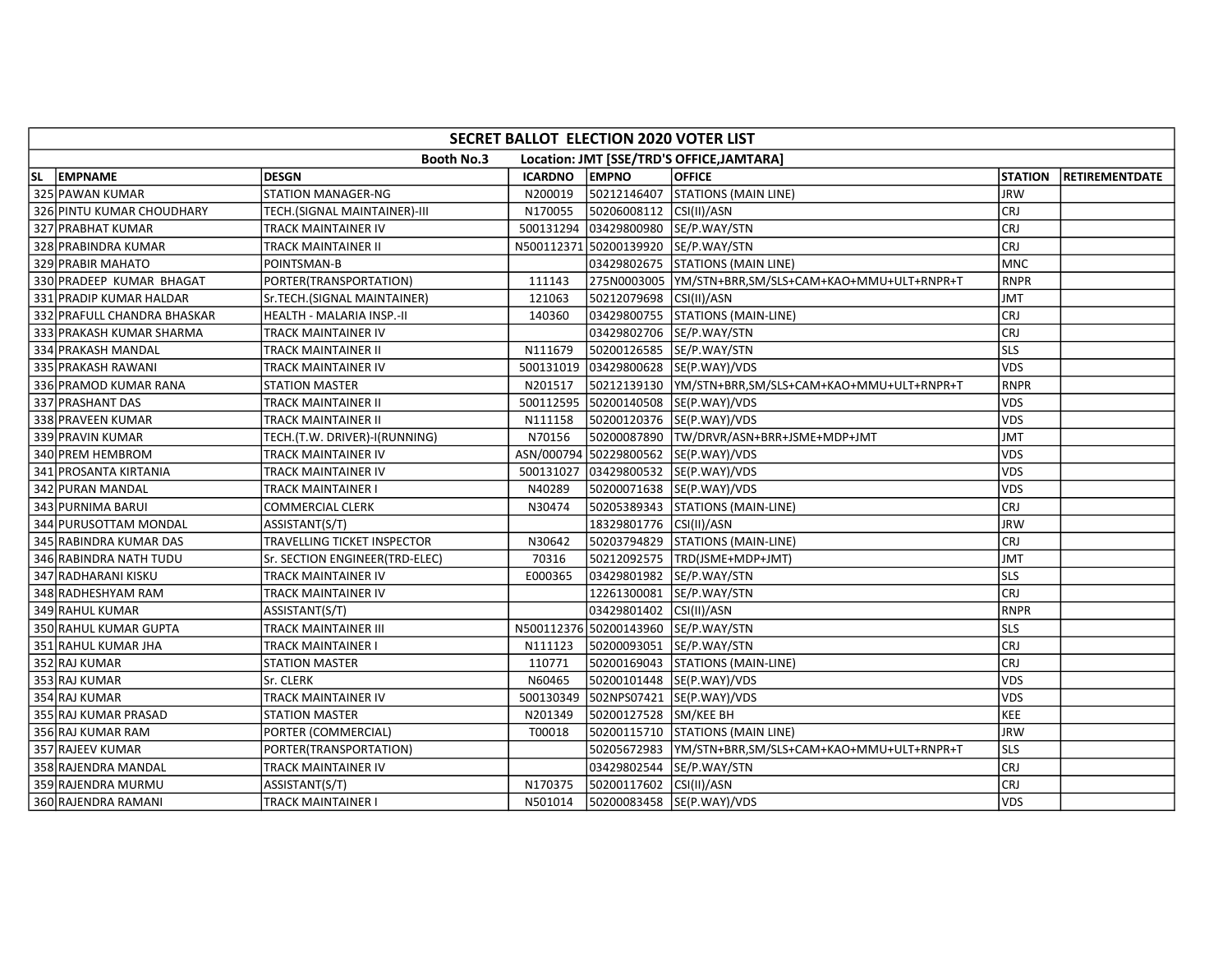# SECRET BALLOT ELECTION 2020 VOTER LIST

**Booth No.3 Location: JMT [SSE/TRD'S OFFICE,JAMTARA]**

| SL | EMPNAME | DESGN | ICARDNO | EMPNO | OFFICE | STATION | RETIREMENTDATE |
|---|---|---|---|---|---|---|---|
| 325 | PAWAN KUMAR | STATION MANAGER-NG | N200019 | 50212146407 | STATIONS (MAIN LINE) | JRW | |
| 326 | PINTU KUMAR CHOUDHARY | TECH.(SIGNAL MAINTAINER)-III | N170055 | 50206008112 | CSI(II)/ASN | CRJ | |
| 327 | PRABHAT KUMAR | TRACK MAINTAINER IV | 500131294 | 03429800980 | SE/P.WAY/STN | CRJ | |
| 328 | PRABINDRA KUMAR | TRACK MAINTAINER II | N500112371 | 50200139920 | SE/P.WAY/STN | CRJ | |
| 329 | PRABIR MAHATO | POINTSMAN-B | | 03429802675 | STATIONS (MAIN LINE) | MNC | |
| 330 | PRADEEP KUMAR BHAGAT | PORTER(TRANSPORTATION) | 111143 | 275N0003005 | YM/STN+BRR,SM/SLS+CAM+KAO+MMU+ULT+RNPR+T | RNPR | |
| 331 | PRADIP KUMAR HALDAR | Sr.TECH.(SIGNAL MAINTAINER) | 121063 | 50212079698 | CSI(II)/ASN | JMT | |
| 332 | PRAFULL CHANDRA BHASKAR | HEALTH - MALARIA INSP.-II | 140360 | 03429800755 | STATIONS (MAIN-LINE) | CRJ | |
| 333 | PRAKASH KUMAR SHARMA | TRACK MAINTAINER IV | | 03429802706 | SE/P.WAY/STN | CRJ | |
| 334 | PRAKASH MANDAL | TRACK MAINTAINER II | N111679 | 50200126585 | SE/P.WAY/STN | SLS | |
| 335 | PRAKASH RAWANI | TRACK MAINTAINER IV | 500131019 | 03429800628 | SE(P.WAY)/VDS | VDS | |
| 336 | PRAMOD KUMAR RANA | STATION MASTER | N201517 | 50212139130 | YM/STN+BRR,SM/SLS+CAM+KAO+MMU+ULT+RNPR+T | RNPR | |
| 337 | PRASHANT DAS | TRACK MAINTAINER II | 500112595 | 50200140508 | SE(P.WAY)/VDS | VDS | |
| 338 | PRAVEEN KUMAR | TRACK MAINTAINER II | N111158 | 50200120376 | SE(P.WAY)/VDS | VDS | |
| 339 | PRAVIN KUMAR | TECH.(T.W. DRIVER)-I(RUNNING) | N70156 | 50200087890 | TW/DRVR/ASN+BRR+JSME+MDP+JMT | JMT | |
| 340 | PREM HEMBROM | TRACK MAINTAINER IV | ASN/000794 | 50229800562 | SE(P.WAY)/VDS | VDS | |
| 341 | PROSANTA KIRTANIA | TRACK MAINTAINER IV | 500131027 | 03429800532 | SE(P.WAY)/VDS | VDS | |
| 342 | PURAN MANDAL | TRACK MAINTAINER I | N40289 | 50200071638 | SE(P.WAY)/VDS | VDS | |
| 343 | PURNIMA BARUI | COMMERCIAL CLERK | N30474 | 50205389343 | STATIONS (MAIN-LINE) | CRJ | |
| 344 | PURUSOTTAM MONDAL | ASSISTANT(S/T) | | 18329801776 | CSI(II)/ASN | JRW | |
| 345 | RABINDRA KUMAR DAS | TRAVELLING TICKET INSPECTOR | N30642 | 50203794829 | STATIONS (MAIN-LINE) | CRJ | |
| 346 | RABINDRA NATH TUDU | Sr. SECTION ENGINEER(TRD-ELEC) | 70316 | 50212092575 | TRD(JSME+MDP+JMT) | JMT | |
| 347 | RADHARANI KISKU | TRACK MAINTAINER IV | E000365 | 03429801982 | SE/P.WAY/STN | SLS | |
| 348 | RADHESHYAM RAM | TRACK MAINTAINER IV | | 12261300081 | SE/P.WAY/STN | CRJ | |
| 349 | RAHUL KUMAR | ASSISTANT(S/T) | | 03429801402 | CSI(II)/ASN | RNPR | |
| 350 | RAHUL KUMAR GUPTA | TRACK MAINTAINER III | N500112376 | 50200143960 | SE/P.WAY/STN | SLS | |
| 351 | RAHUL KUMAR JHA | TRACK MAINTAINER I | N111123 | 50200093051 | SE/P.WAY/STN | CRJ | |
| 352 | RAJ KUMAR | STATION MASTER | 110771 | 50200169043 | STATIONS (MAIN-LINE) | CRJ | |
| 353 | RAJ KUMAR | Sr. CLERK | N60465 | 50200101448 | SE(P.WAY)/VDS | VDS | |
| 354 | RAJ KUMAR | TRACK MAINTAINER IV | 500130349 | 502NPS07421 | SE(P.WAY)/VDS | VDS | |
| 355 | RAJ KUMAR PRASAD | STATION MASTER | N201349 | 50200127528 | SM/KEE BH | KEE | |
| 356 | RAJ KUMAR RAM | PORTER (COMMERCIAL) | T00018 | 50200115710 | STATIONS (MAIN LINE) | JRW | |
| 357 | RAJEEV KUMAR | PORTER(TRANSPORTATION) | | 50205672983 | YM/STN+BRR,SM/SLS+CAM+KAO+MMU+ULT+RNPR+T | SLS | |
| 358 | RAJENDRA MANDAL | TRACK MAINTAINER IV | | 03429802544 | SE/P.WAY/STN | CRJ | |
| 359 | RAJENDRA MURMU | ASSISTANT(S/T) | N170375 | 50200117602 | CSI(II)/ASN | CRJ | |
| 360 | RAJENDRA RAMANI | TRACK MAINTAINER I | N501014 | 50200083458 | SE(P.WAY)/VDS | VDS | |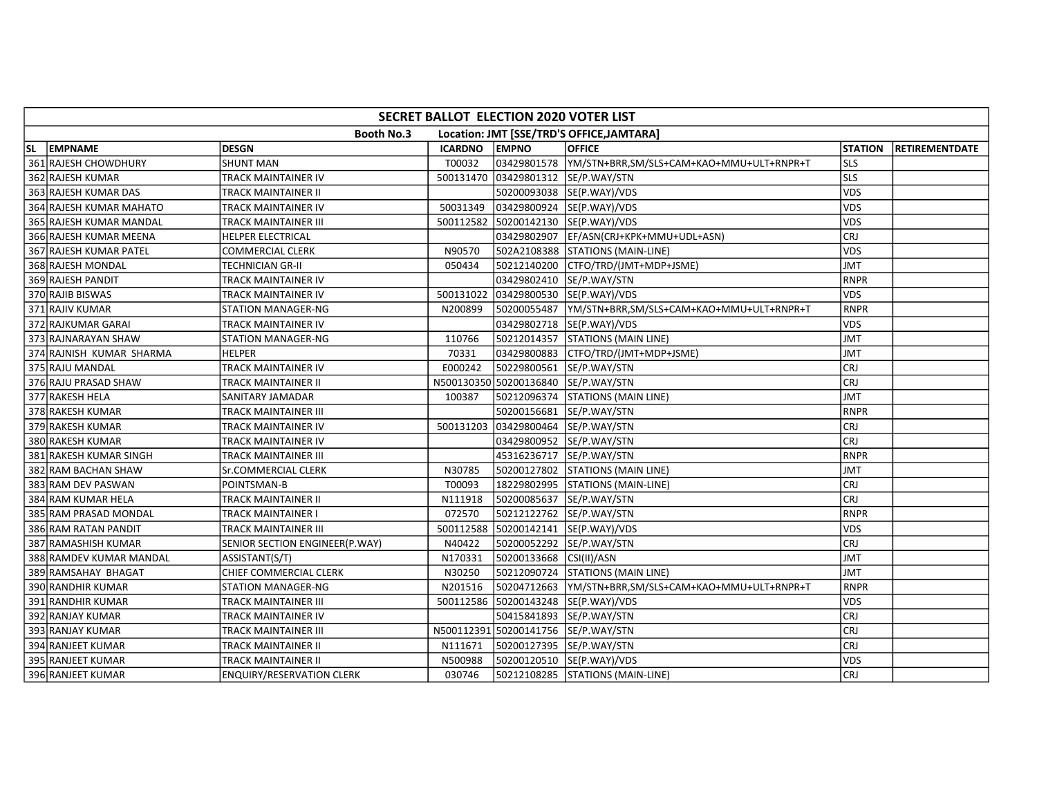| SECRET BALLOT ELECTION 2020 VOTER LIST | | | | | | | |
|---|---|---|---|---|---|---|---|
| Booth No.3 Location: JMT [SSE/TRD'S OFFICE,JAMTARA] | | | | | | | |
| SL | EMPNAME | DESGN | ICARDNO | EMPNO | OFFICE | STATION | RETIREMENTDATE |
| 361 | RAJESH CHOWDHURY | SHUNT MAN | T00032 | 03429801578 | YM/STN+BRR,SM/SLS+CAM+KAO+MMU+ULT+RNPR+T | SLS | |
| 362 | RAJESH KUMAR | TRACK MAINTAINER IV | 500131470 | 03429801312 | SE/P.WAY/STN | SLS | |
| 363 | RAJESH KUMAR DAS | TRACK MAINTAINER II | | 50200093038 | SE(P.WAY)/VDS | VDS | |
| 364 | RAJESH KUMAR MAHATO | TRACK MAINTAINER IV | 50031349 | 03429800924 | SE(P.WAY)/VDS | VDS | |
| 365 | RAJESH KUMAR MANDAL | TRACK MAINTAINER III | 500112582 | 50200142130 | SE(P.WAY)/VDS | VDS | |
| 366 | RAJESH KUMAR MEENA | HELPER ELECTRICAL | | 03429802907 | EF/ASN(CRJ+KPK+MMU+UDL+ASN) | CRJ | |
| 367 | RAJESH KUMAR PATEL | COMMERCIAL CLERK | N90570 | 502A2108388 | STATIONS (MAIN-LINE) | VDS | |
| 368 | RAJESH MONDAL | TECHNICIAN GR-II | 050434 | 50212140200 | CTFO/TRD/(JMT+MDP+JSME) | JMT | |
| 369 | RAJESH PANDIT | TRACK MAINTAINER IV | | 03429802410 | SE/P.WAY/STN | RNPR | |
| 370 | RAJIB BISWAS | TRACK MAINTAINER IV | 500131022 | 03429800530 | SE(P.WAY)/VDS | VDS | |
| 371 | RAJIV KUMAR | STATION MANAGER-NG | N200899 | 50200055487 | YM/STN+BRR,SM/SLS+CAM+KAO+MMU+ULT+RNPR+T | RNPR | |
| 372 | RAJKUMAR GARAI | TRACK MAINTAINER IV | | 03429802718 | SE(P.WAY)/VDS | VDS | |
| 373 | RAJNARAYAN SHAW | STATION MANAGER-NG | 110766 | 50212014357 | STATIONS (MAIN LINE) | JMT | |
| 374 | RAJNISH KUMAR SHARMA | HELPER | 70331 | 03429800883 | CTFO/TRD/(JMT+MDP+JSME) | JMT | |
| 375 | RAJU MANDAL | TRACK MAINTAINER IV | E000242 | 50229800561 | SE/P.WAY/STN | CRJ | |
| 376 | RAJU PRASAD SHAW | TRACK MAINTAINER II | N500130350 | 50200136840 | SE/P.WAY/STN | CRJ | |
| 377 | RAKESH HELA | SANITARY JAMADAR | 100387 | 50212096374 | STATIONS (MAIN LINE) | JMT | |
| 378 | RAKESH KUMAR | TRACK MAINTAINER III | | 50200156681 | SE/P.WAY/STN | RNPR | |
| 379 | RAKESH KUMAR | TRACK MAINTAINER IV | 500131203 | 03429800464 | SE/P.WAY/STN | CRJ | |
| 380 | RAKESH KUMAR | TRACK MAINTAINER IV | | 03429800952 | SE/P.WAY/STN | CRJ | |
| 381 | RAKESH KUMAR SINGH | TRACK MAINTAINER III | | 45316236717 | SE/P.WAY/STN | RNPR | |
| 382 | RAM BACHAN SHAW | Sr.COMMERCIAL CLERK | N30785 | 50200127802 | STATIONS (MAIN LINE) | JMT | |
| 383 | RAM DEV PASWAN | POINTSMAN-B | T00093 | 18229802995 | STATIONS (MAIN-LINE) | CRJ | |
| 384 | RAM KUMAR HELA | TRACK MAINTAINER II | N111918 | 50200085637 | SE/P.WAY/STN | CRJ | |
| 385 | RAM PRASAD MONDAL | TRACK MAINTAINER I | 072570 | 50212122762 | SE/P.WAY/STN | RNPR | |
| 386 | RAM RATAN PANDIT | TRACK MAINTAINER III | 500112588 | 50200142141 | SE(P.WAY)/VDS | VDS | |
| 387 | RAMASHISH KUMAR | SENIOR SECTION ENGINEER(P.WAY) | N40422 | 50200052292 | SE/P.WAY/STN | CRJ | |
| 388 | RAMDEV KUMAR MANDAL | ASSISTANT(S/T) | N170331 | 50200133668 | CSI(II)/ASN | JMT | |
| 389 | RAMSAHAY BHAGAT | CHIEF COMMERCIAL CLERK | N30250 | 50212090724 | STATIONS (MAIN LINE) | JMT | |
| 390 | RANDHIR KUMAR | STATION MANAGER-NG | N201516 | 50204712663 | YM/STN+BRR,SM/SLS+CAM+KAO+MMU+ULT+RNPR+T | RNPR | |
| 391 | RANDHIR KUMAR | TRACK MAINTAINER III | 500112586 | 50200143248 | SE(P.WAY)/VDS | VDS | |
| 392 | RANJAY KUMAR | TRACK MAINTAINER IV | | 50415841893 | SE/P.WAY/STN | CRJ | |
| 393 | RANJAY KUMAR | TRACK MAINTAINER III | N500112391 | 50200141756 | SE/P.WAY/STN | CRJ | |
| 394 | RANJEET KUMAR | TRACK MAINTAINER II | N111671 | 50200127395 | SE/P.WAY/STN | CRJ | |
| 395 | RANJEET KUMAR | TRACK MAINTAINER II | N500988 | 50200120510 | SE(P.WAY)/VDS | VDS | |
| 396 | RANJEET KUMAR | ENQUIRY/RESERVATION CLERK | 030746 | 50212108285 | STATIONS (MAIN-LINE) | CRJ | |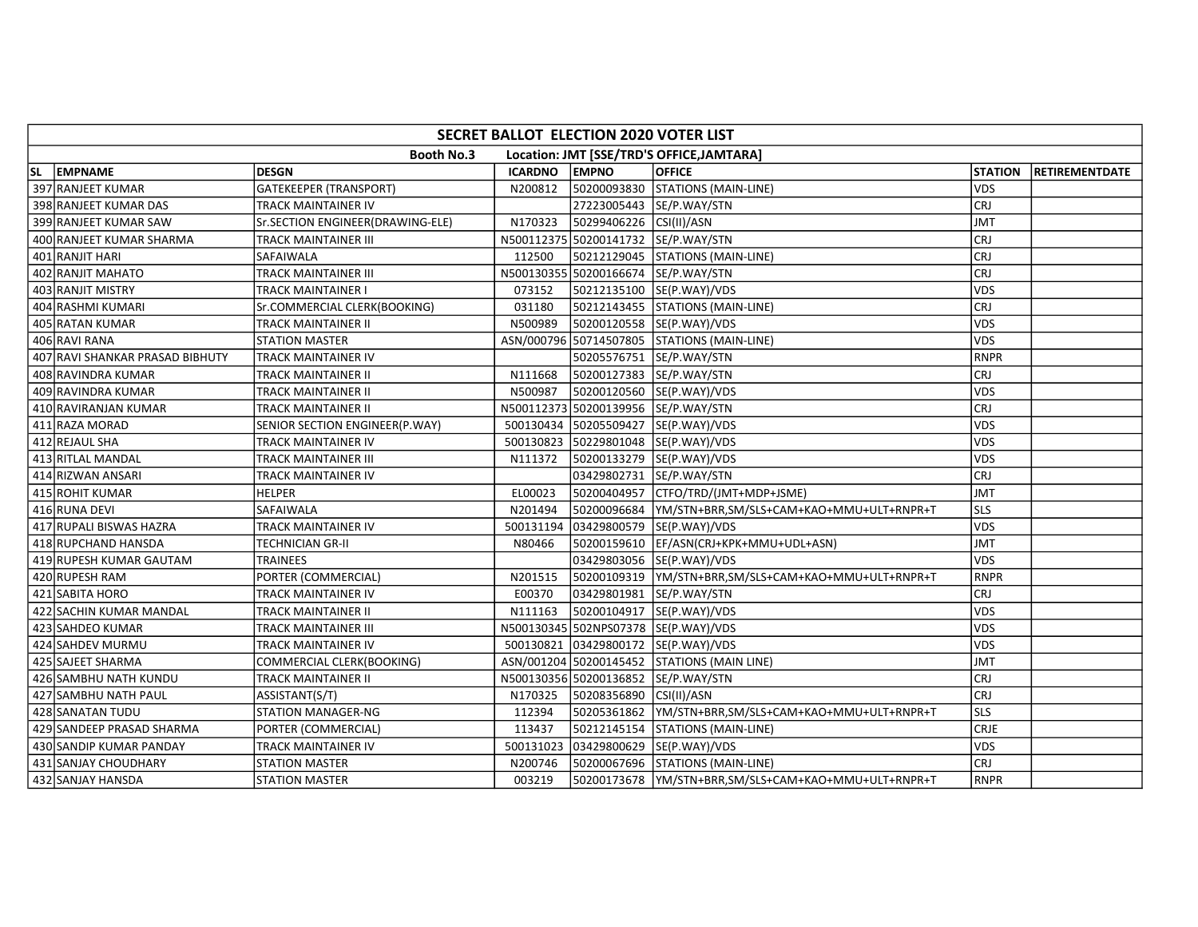## SECRET BALLOT ELECTION 2020 VOTER LIST

**Booth No.3 Location: JMT [SSE/TRD'S OFFICE,JAMTARA]**

| SL | EMPNAME | DESGN | ICARDNO | EMPNO | OFFICE | STATION | RETIREMENTDATE |
|---|---|---|---|---|---|---|---|
| 397 | RANJEET KUMAR | GATEKEEPER (TRANSPORT) | N200812 | 50200093830 | STATIONS (MAIN-LINE) | VDS | |
| 398 | RANJEET KUMAR DAS | TRACK MAINTAINER IV | | 27223005443 | SE/P.WAY/STN | CRJ | |
| 399 | RANJEET KUMAR SAW | Sr.SECTION ENGINEER(DRAWING-ELE) | N170323 | 50299406226 | CSI(II)/ASN | JMT | |
| 400 | RANJEET KUMAR SHARMA | TRACK MAINTAINER III | N500112375 | 50200141732 | SE/P.WAY/STN | CRJ | |
| 401 | RANJIT HARI | SAFAIWALA | 112500 | 50212129045 | STATIONS (MAIN-LINE) | CRJ | |
| 402 | RANJIT MAHATO | TRACK MAINTAINER III | N500130355 | 50200166674 | SE/P.WAY/STN | CRJ | |
| 403 | RANJIT MISTRY | TRACK MAINTAINER I | 073152 | 50212135100 | SE(P.WAY)/VDS | VDS | |
| 404 | RASHMI KUMARI | Sr.COMMERCIAL CLERK(BOOKING) | 031180 | 50212143455 | STATIONS (MAIN-LINE) | CRJ | |
| 405 | RATAN KUMAR | TRACK MAINTAINER II | N500989 | 50200120558 | SE(P.WAY)/VDS | VDS | |
| 406 | RAVI RANA | STATION MASTER | ASN/000796 | 50714507805 | STATIONS (MAIN-LINE) | VDS | |
| 407 | RAVI SHANKAR PRASAD BIBHUTY | TRACK MAINTAINER IV | | 50205576751 | SE/P.WAY/STN | RNPR | |
| 408 | RAVINDRA KUMAR | TRACK MAINTAINER II | N111668 | 50200127383 | SE/P.WAY/STN | CRJ | |
| 409 | RAVINDRA KUMAR | TRACK MAINTAINER II | N500987 | 50200120560 | SE(P.WAY)/VDS | VDS | |
| 410 | RAVIRANJAN KUMAR | TRACK MAINTAINER II | N500112373 | 50200139956 | SE/P.WAY/STN | CRJ | |
| 411 | RAZA MORAD | SENIOR SECTION ENGINEER(P.WAY) | 500130434 | 50205509427 | SE(P.WAY)/VDS | VDS | |
| 412 | REJAUL SHA | TRACK MAINTAINER IV | 500130823 | 50229801048 | SE(P.WAY)/VDS | VDS | |
| 413 | RITLAL MANDAL | TRACK MAINTAINER III | N111372 | 50200133279 | SE(P.WAY)/VDS | VDS | |
| 414 | RIZWAN ANSARI | TRACK MAINTAINER IV | | 03429802731 | SE/P.WAY/STN | CRJ | |
| 415 | ROHIT KUMAR | HELPER | EL00023 | 50200404957 | CTFO/TRD/(JMT+MDP+JSME) | JMT | |
| 416 | RUNA DEVI | SAFAIWALA | N201494 | 50200096684 | YM/STN+BRR,SM/SLS+CAM+KAO+MMU+ULT+RNPR+T | SLS | |
| 417 | RUPALI BISWAS HAZRA | TRACK MAINTAINER IV | 500131194 | 03429800579 | SE(P.WAY)/VDS | VDS | |
| 418 | RUPCHAND HANSDA | TECHNICIAN GR-II | N80466 | 50200159610 | EF/ASN(CRJ+KPK+MMU+UDL+ASN) | JMT | |
| 419 | RUPESH KUMAR GAUTAM | TRAINEES | | 03429803056 | SE(P.WAY)/VDS | VDS | |
| 420 | RUPESH RAM | PORTER (COMMERCIAL) | N201515 | 50200109319 | YM/STN+BRR,SM/SLS+CAM+KAO+MMU+ULT+RNPR+T | RNPR | |
| 421 | SABITA HORO | TRACK MAINTAINER IV | E00370 | 03429801981 | SE/P.WAY/STN | CRJ | |
| 422 | SACHIN KUMAR MANDAL | TRACK MAINTAINER II | N111163 | 50200104917 | SE(P.WAY)/VDS | VDS | |
| 423 | SAHDEO KUMAR | TRACK MAINTAINER III | N500130345 | 502NPS07378 | SE(P.WAY)/VDS | VDS | |
| 424 | SAHDEV MURMU | TRACK MAINTAINER IV | 500130821 | 03429800172 | SE(P.WAY)/VDS | VDS | |
| 425 | SAJEET SHARMA | COMMERCIAL CLERK(BOOKING) | ASN/001204 | 50200145452 | STATIONS (MAIN LINE) | JMT | |
| 426 | SAMBHU NATH KUNDU | TRACK MAINTAINER II | N500130356 | 50200136852 | SE/P.WAY/STN | CRJ | |
| 427 | SAMBHU NATH PAUL | ASSISTANT(S/T) | N170325 | 50208356890 | CSI(II)/ASN | CRJ | |
| 428 | SANATAN TUDU | STATION MANAGER-NG | 112394 | 50205361862 | YM/STN+BRR,SM/SLS+CAM+KAO+MMU+ULT+RNPR+T | SLS | |
| 429 | SANDEEP PRASAD SHARMA | PORTER (COMMERCIAL) | 113437 | 50212145154 | STATIONS (MAIN-LINE) | CRJE | |
| 430 | SANDIP KUMAR PANDAY | TRACK MAINTAINER IV | 500131023 | 03429800629 | SE(P.WAY)/VDS | VDS | |
| 431 | SANJAY CHOUDHARY | STATION MASTER | N200746 | 50200067696 | STATIONS (MAIN-LINE) | CRJ | |
| 432 | SANJAY HANSDA | STATION MASTER | 003219 | 50200173678 | YM/STN+BRR,SM/SLS+CAM+KAO+MMU+ULT+RNPR+T | RNPR | |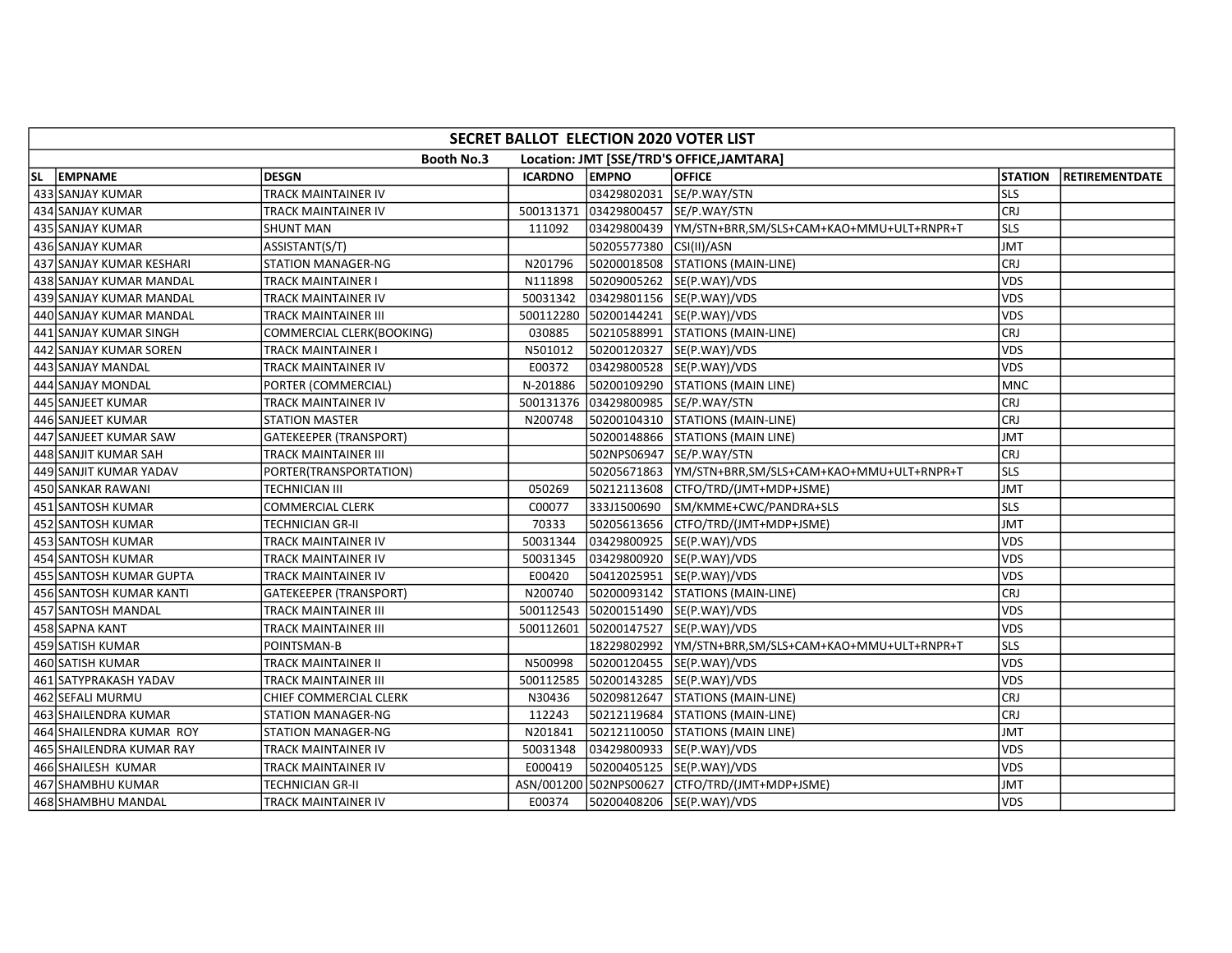| SECRET BALLOT ELECTION 2020 VOTER LIST | | | | | | | |
|---|---|---|---|---|---|---|---|
| Booth No.3 Location: JMT [SSE/TRD'S OFFICE,JAMTARA] | | | | | | | |
| SL | EMPNAME | DESGN | ICARDNO | EMPNO | OFFICE | STATION | RETIREMENTDATE |
| 433 | SANJAY KUMAR | TRACK MAINTAINER IV | | 03429802031 | SE/P.WAY/STN | SLS | |
| 434 | SANJAY KUMAR | TRACK MAINTAINER IV | 500131371 | 03429800457 | SE/P.WAY/STN | CRJ | |
| 435 | SANJAY KUMAR | SHUNT MAN | 111092 | 03429800439 | YM/STN+BRR,SM/SLS+CAM+KAO+MMU+ULT+RNPR+T | SLS | |
| 436 | SANJAY KUMAR | ASSISTANT(S/T) | | 50205577380 | CSI(II)/ASN | JMT | |
| 437 | SANJAY KUMAR KESHARI | STATION MANAGER-NG | N201796 | 50200018508 | STATIONS (MAIN-LINE) | CRJ | |
| 438 | SANJAY KUMAR MANDAL | TRACK MAINTAINER I | N111898 | 50209005262 | SE(P.WAY)/VDS | VDS | |
| 439 | SANJAY KUMAR MANDAL | TRACK MAINTAINER IV | 50031342 | 03429801156 | SE(P.WAY)/VDS | VDS | |
| 440 | SANJAY KUMAR MANDAL | TRACK MAINTAINER III | 500112280 | 50200144241 | SE(P.WAY)/VDS | VDS | |
| 441 | SANJAY KUMAR SINGH | COMMERCIAL CLERK(BOOKING) | 030885 | 50210588991 | STATIONS (MAIN-LINE) | CRJ | |
| 442 | SANJAY KUMAR SOREN | TRACK MAINTAINER I | N501012 | 50200120327 | SE(P.WAY)/VDS | VDS | |
| 443 | SANJAY MANDAL | TRACK MAINTAINER IV | E00372 | 03429800528 | SE(P.WAY)/VDS | VDS | |
| 444 | SANJAY MONDAL | PORTER (COMMERCIAL) | N-201886 | 50200109290 | STATIONS (MAIN LINE) | MNC | |
| 445 | SANJEET KUMAR | TRACK MAINTAINER IV | 500131376 | 03429800985 | SE/P.WAY/STN | CRJ | |
| 446 | SANJEET KUMAR | STATION MASTER | N200748 | 50200104310 | STATIONS (MAIN-LINE) | CRJ | |
| 447 | SANJEET KUMAR SAW | GATEKEEPER (TRANSPORT) | | 50200148866 | STATIONS (MAIN LINE) | JMT | |
| 448 | SANJIT KUMAR SAH | TRACK MAINTAINER III | | 502NPS06947 | SE/P.WAY/STN | CRJ | |
| 449 | SANJIT KUMAR YADAV | PORTER(TRANSPORTATION) | | 50205671863 | YM/STN+BRR,SM/SLS+CAM+KAO+MMU+ULT+RNPR+T | SLS | |
| 450 | SANKAR RAWANI | TECHNICIAN III | 050269 | 50212113608 | CTFO/TRD/(JMT+MDP+JSME) | JMT | |
| 451 | SANTOSH KUMAR | COMMERCIAL CLERK | C00077 | 333J1500690 | SM/KMME+CWC/PANDRA+SLS | SLS | |
| 452 | SANTOSH KUMAR | TECHNICIAN GR-II | 70333 | 50205613656 | CTFO/TRD/(JMT+MDP+JSME) | JMT | |
| 453 | SANTOSH KUMAR | TRACK MAINTAINER IV | 50031344 | 03429800925 | SE(P.WAY)/VDS | VDS | |
| 454 | SANTOSH KUMAR | TRACK MAINTAINER IV | 50031345 | 03429800920 | SE(P.WAY)/VDS | VDS | |
| 455 | SANTOSH KUMAR GUPTA | TRACK MAINTAINER IV | E00420 | 50412025951 | SE(P.WAY)/VDS | VDS | |
| 456 | SANTOSH KUMAR KANTI | GATEKEEPER (TRANSPORT) | N200740 | 50200093142 | STATIONS (MAIN-LINE) | CRJ | |
| 457 | SANTOSH MANDAL | TRACK MAINTAINER III | 500112543 | 50200151490 | SE(P.WAY)/VDS | VDS | |
| 458 | SAPNA KANT | TRACK MAINTAINER III | 500112601 | 50200147527 | SE(P.WAY)/VDS | VDS | |
| 459 | SATISH KUMAR | POINTSMAN-B | | 18229802992 | YM/STN+BRR,SM/SLS+CAM+KAO+MMU+ULT+RNPR+T | SLS | |
| 460 | SATISH KUMAR | TRACK MAINTAINER II | N500998 | 50200120455 | SE(P.WAY)/VDS | VDS | |
| 461 | SATYPRAKASH YADAV | TRACK MAINTAINER III | 500112585 | 50200143285 | SE(P.WAY)/VDS | VDS | |
| 462 | SEFALI MURMU | CHIEF COMMERCIAL CLERK | N30436 | 50209812647 | STATIONS (MAIN-LINE) | CRJ | |
| 463 | SHAILENDRA KUMAR | STATION MANAGER-NG | 112243 | 50212119684 | STATIONS (MAIN-LINE) | CRJ | |
| 464 | SHAILENDRA KUMAR ROY | STATION MANAGER-NG | N201841 | 50212110050 | STATIONS (MAIN LINE) | JMT | |
| 465 | SHAILENDRA KUMAR RAY | TRACK MAINTAINER IV | 50031348 | 03429800933 | SE(P.WAY)/VDS | VDS | |
| 466 | SHAILESH KUMAR | TRACK MAINTAINER IV | E000419 | 50200405125 | SE(P.WAY)/VDS | VDS | |
| 467 | SHAMBHU KUMAR | TECHNICIAN GR-II | ASN/001200 | 502NPS00627 | CTFO/TRD/(JMT+MDP+JSME) | JMT | |
| 468 | SHAMBHU MANDAL | TRACK MAINTAINER IV | E00374 | 50200408206 | SE(P.WAY)/VDS | VDS | |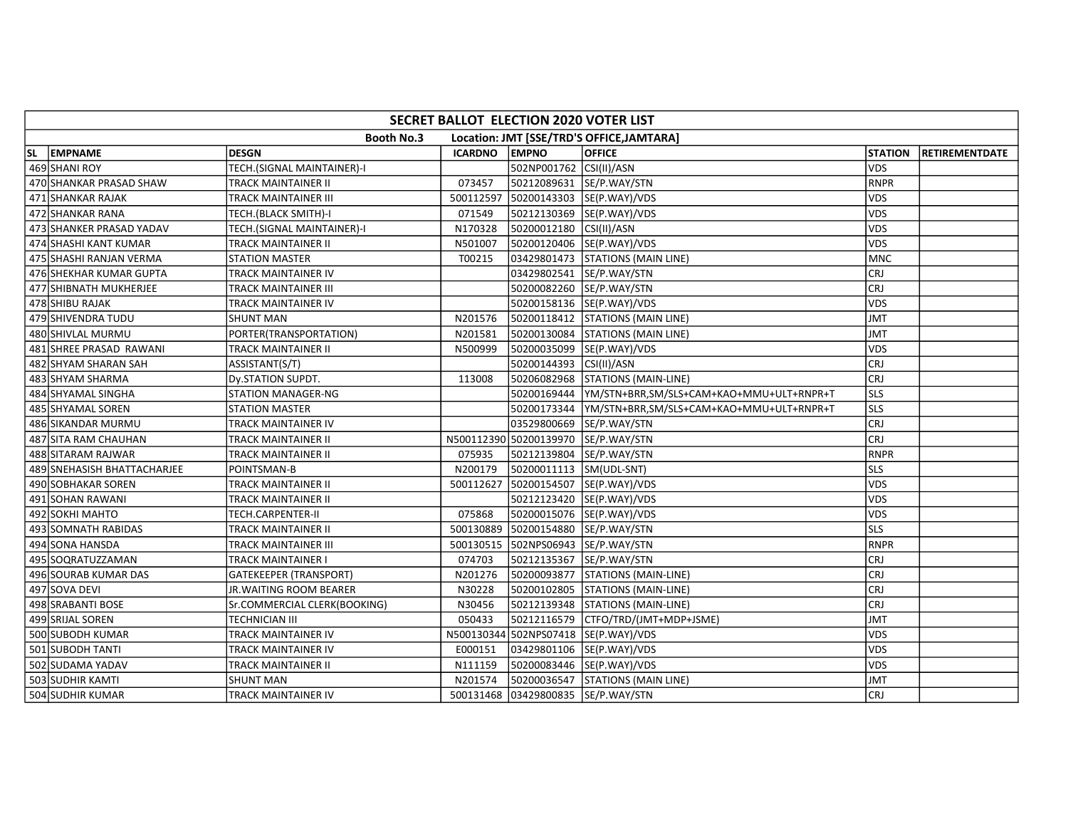| SECRET BALLOT ELECTION 2020 VOTER LIST | | | | | | | |
|---|---|---|---|---|---|---|---|
| Booth No.3 Location: JMT [SSE/TRD'S OFFICE,JAMTARA] | | | | | | | |
| SL | EMPNAME | DESGN | ICARDNO | EMPNO | OFFICE | STATION | RETIREMENTDATE |
| 469 | SHANI ROY | TECH.(SIGNAL MAINTAINER)-I | | 502NP001762 | CSI(II)/ASN | VDS | |
| 470 | SHANKAR PRASAD SHAW | TRACK MAINTAINER II | 073457 | 50212089631 | SE/P.WAY/STN | RNPR | |
| 471 | SHANKAR RAJAK | TRACK MAINTAINER III | 500112597 | 50200143303 | SE(P.WAY)/VDS | VDS | |
| 472 | SHANKAR RANA | TECH.(BLACK SMITH)-I | 071549 | 50212130369 | SE(P.WAY)/VDS | VDS | |
| 473 | SHANKER PRASAD YADAV | TECH.(SIGNAL MAINTAINER)-I | N170328 | 50200012180 | CSI(II)/ASN | VDS | |
| 474 | SHASHI KANT KUMAR | TRACK MAINTAINER II | N501007 | 50200120406 | SE(P.WAY)/VDS | VDS | |
| 475 | SHASHI RANJAN VERMA | STATION MASTER | T00215 | 03429801473 | STATIONS (MAIN LINE) | MNC | |
| 476 | SHEKHAR KUMAR GUPTA | TRACK MAINTAINER IV | | 03429802541 | SE/P.WAY/STN | CRJ | |
| 477 | SHIBNATH MUKHERJEE | TRACK MAINTAINER III | | 50200082260 | SE/P.WAY/STN | CRJ | |
| 478 | SHIBU RAJAK | TRACK MAINTAINER IV | | 50200158136 | SE(P.WAY)/VDS | VDS | |
| 479 | SHIVENDRA TUDU | SHUNT MAN | N201576 | 50200118412 | STATIONS (MAIN LINE) | JMT | |
| 480 | SHIVLAL MURMU | PORTER(TRANSPORTATION) | N201581 | 50200130084 | STATIONS (MAIN LINE) | JMT | |
| 481 | SHREE PRASAD RAWANI | TRACK MAINTAINER II | N500999 | 50200035099 | SE(P.WAY)/VDS | VDS | |
| 482 | SHYAM SHARAN SAH | ASSISTANT(S/T) | | 50200144393 | CSI(II)/ASN | CRJ | |
| 483 | SHYAM SHARMA | Dy.STATION SUPDT. | 113008 | 50206082968 | STATIONS (MAIN-LINE) | CRJ | |
| 484 | SHYAMAL SINGHA | STATION MANAGER-NG | | 50200169444 | YM/STN+BRR,SM/SLS+CAM+KAO+MMU+ULT+RNPR+T | SLS | |
| 485 | SHYAMAL SOREN | STATION MASTER | | 50200173344 | YM/STN+BRR,SM/SLS+CAM+KAO+MMU+ULT+RNPR+T | SLS | |
| 486 | SIKANDAR MURMU | TRACK MAINTAINER IV | | 03529800669 | SE/P.WAY/STN | CRJ | |
| 487 | SITA RAM CHAUHAN | TRACK MAINTAINER II | N500112390 | 50200139970 | SE/P.WAY/STN | CRJ | |
| 488 | SITARAM RAJWAR | TRACK MAINTAINER II | 075935 | 50212139804 | SE/P.WAY/STN | RNPR | |
| 489 | SNEHASISH BHATTACHARJEE | POINTSMAN-B | N200179 | 50200011113 | SM(UDL-SNT) | SLS | |
| 490 | SOBHAKAR SOREN | TRACK MAINTAINER II | 500112627 | 50200154507 | SE(P.WAY)/VDS | VDS | |
| 491 | SOHAN RAWANI | TRACK MAINTAINER II | | 50212123420 | SE(P.WAY)/VDS | VDS | |
| 492 | SOKHI MAHTO | TECH.CARPENTER-II | 075868 | 50200015076 | SE(P.WAY)/VDS | VDS | |
| 493 | SOMNATH RABIDAS | TRACK MAINTAINER II | 500130889 | 50200154880 | SE/P.WAY/STN | SLS | |
| 494 | SONA HANSDA | TRACK MAINTAINER III | 500130515 | 502NPS06943 | SE/P.WAY/STN | RNPR | |
| 495 | SOQRATUZZAMAN | TRACK MAINTAINER I | 074703 | 50212135367 | SE/P.WAY/STN | CRJ | |
| 496 | SOURAB KUMAR DAS | GATEKEEPER (TRANSPORT) | N201276 | 50200093877 | STATIONS (MAIN-LINE) | CRJ | |
| 497 | SOVA DEVI | JR.WAITING ROOM BEARER | N30228 | 50200102805 | STATIONS (MAIN-LINE) | CRJ | |
| 498 | SRABANTI BOSE | Sr.COMMERCIAL CLERK(BOOKING) | N30456 | 50212139348 | STATIONS (MAIN-LINE) | CRJ | |
| 499 | SRIJAL SOREN | TECHNICIAN III | 050433 | 50212116579 | CTFO/TRD/(JMT+MDP+JSME) | JMT | |
| 500 | SUBODH KUMAR | TRACK MAINTAINER IV | N500130344 | 502NPS07418 | SE(P.WAY)/VDS | VDS | |
| 501 | SUBODH TANTI | TRACK MAINTAINER IV | E000151 | 03429801106 | SE(P.WAY)/VDS | VDS | |
| 502 | SUDAMA YADAV | TRACK MAINTAINER II | N111159 | 50200083446 | SE(P.WAY)/VDS | VDS | |
| 503 | SUDHIR KAMTI | SHUNT MAN | N201574 | 50200036547 | STATIONS (MAIN LINE) | JMT | |
| 504 | SUDHIR KUMAR | TRACK MAINTAINER IV | 500131468 | 03429800835 | SE/P.WAY/STN | CRJ | |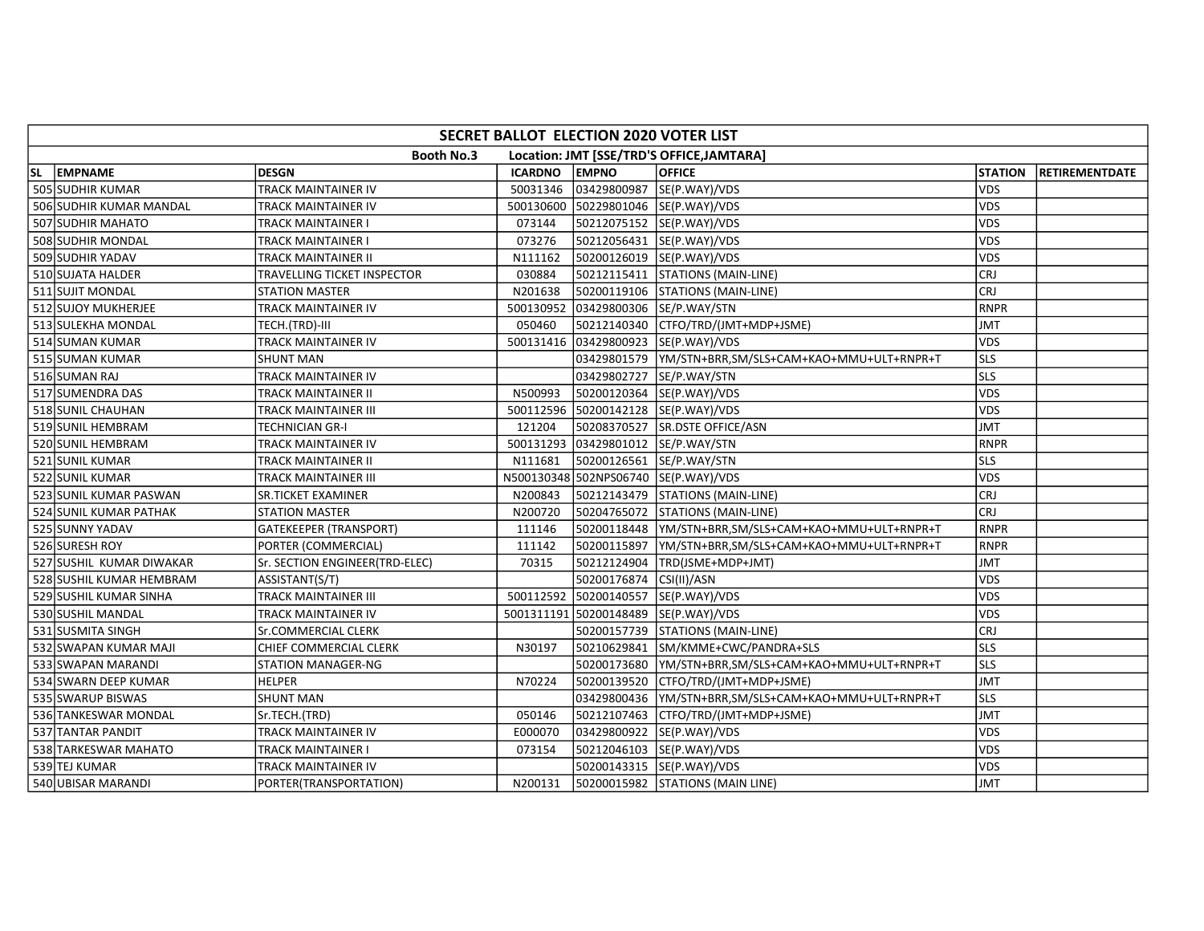| SECRET BALLOT ELECTION 2020 VOTER LIST | | | | | | | |
|---|---|---|---|---|---|---|---|
| Booth No.3 Location: JMT [SSE/TRD'S OFFICE,JAMTARA] | | | | | | | |
| SL | EMPNAME | DESGN | ICARDNO | EMPNO | OFFICE | STATION | RETIREMENTDATE |
| 505 | SUDHIR KUMAR | TRACK MAINTAINER IV | 50031346 | 03429800987 | SE(P.WAY)/VDS | VDS | |
| 506 | SUDHIR KUMAR MANDAL | TRACK MAINTAINER IV | 500130600 | 50229801046 | SE(P.WAY)/VDS | VDS | |
| 507 | SUDHIR MAHATO | TRACK MAINTAINER I | 073144 | 50212075152 | SE(P.WAY)/VDS | VDS | |
| 508 | SUDHIR MONDAL | TRACK MAINTAINER I | 073276 | 50212056431 | SE(P.WAY)/VDS | VDS | |
| 509 | SUDHIR YADAV | TRACK MAINTAINER II | N111162 | 50200126019 | SE(P.WAY)/VDS | VDS | |
| 510 | SUJATA HALDER | TRAVELLING TICKET INSPECTOR | 030884 | 50212115411 | STATIONS (MAIN-LINE) | CRJ | |
| 511 | SUJIT MONDAL | STATION MASTER | N201638 | 50200119106 | STATIONS (MAIN-LINE) | CRJ | |
| 512 | SUJOY MUKHERJEE | TRACK MAINTAINER IV | 500130952 | 03429800306 | SE/P.WAY/STN | RNPR | |
| 513 | SULEKHA MONDAL | TECH.(TRD)-III | 050460 | 50212140340 | CTFO/TRD/(JMT+MDP+JSME) | JMT | |
| 514 | SUMAN KUMAR | TRACK MAINTAINER IV | 500131416 | 03429800923 | SE(P.WAY)/VDS | VDS | |
| 515 | SUMAN KUMAR | SHUNT MAN | | 03429801579 | YM/STN+BRR,SM/SLS+CAM+KAO+MMU+ULT+RNPR+T | SLS | |
| 516 | SUMAN RAJ | TRACK MAINTAINER IV | | 03429802727 | SE/P.WAY/STN | SLS | |
| 517 | SUMENDRA DAS | TRACK MAINTAINER II | N500993 | 50200120364 | SE(P.WAY)/VDS | VDS | |
| 518 | SUNIL CHAUHAN | TRACK MAINTAINER III | 500112596 | 50200142128 | SE(P.WAY)/VDS | VDS | |
| 519 | SUNIL HEMBRAM | TECHNICIAN GR-I | 121204 | 50208370527 | SR.DSTE OFFICE/ASN | JMT | |
| 520 | SUNIL HEMBRAM | TRACK MAINTAINER IV | 500131293 | 03429801012 | SE/P.WAY/STN | RNPR | |
| 521 | SUNIL KUMAR | TRACK MAINTAINER II | N111681 | 50200126561 | SE/P.WAY/STN | SLS | |
| 522 | SUNIL KUMAR | TRACK MAINTAINER III | N500130348 | 502NPS06740 | SE(P.WAY)/VDS | VDS | |
| 523 | SUNIL KUMAR PASWAN | SR.TICKET EXAMINER | N200843 | 50212143479 | STATIONS (MAIN-LINE) | CRJ | |
| 524 | SUNIL KUMAR PATHAK | STATION MASTER | N200720 | 50204765072 | STATIONS (MAIN-LINE) | CRJ | |
| 525 | SUNNY YADAV | GATEKEEPER (TRANSPORT) | 111146 | 50200118448 | YM/STN+BRR,SM/SLS+CAM+KAO+MMU+ULT+RNPR+T | RNPR | |
| 526 | SURESH ROY | PORTER (COMMERCIAL) | 111142 | 50200115897 | YM/STN+BRR,SM/SLS+CAM+KAO+MMU+ULT+RNPR+T | RNPR | |
| 527 | SUSHIL KUMAR DIWAKAR | Sr. SECTION ENGINEER(TRD-ELEC) | 70315 | 50212124904 | TRD(JSME+MDP+JMT) | JMT | |
| 528 | SUSHIL KUMAR HEMBRAM | ASSISTANT(S/T) | | 50200176874 | CSI(II)/ASN | VDS | |
| 529 | SUSHIL KUMAR SINHA | TRACK MAINTAINER III | 500112592 | 50200140557 | SE(P.WAY)/VDS | VDS | |
| 530 | SUSHIL MANDAL | TRACK MAINTAINER IV | 5001311191 | 50200148489 | SE(P.WAY)/VDS | VDS | |
| 531 | SUSMITA SINGH | Sr.COMMERCIAL CLERK | | 50200157739 | STATIONS (MAIN-LINE) | CRJ | |
| 532 | SWAPAN KUMAR MAJI | CHIEF COMMERCIAL CLERK | N30197 | 50210629841 | SM/KMME+CWC/PANDRA+SLS | SLS | |
| 533 | SWAPAN MARANDI | STATION MANAGER-NG | | 50200173680 | YM/STN+BRR,SM/SLS+CAM+KAO+MMU+ULT+RNPR+T | SLS | |
| 534 | SWARN DEEP KUMAR | HELPER | N70224 | 50200139520 | CTFO/TRD/(JMT+MDP+JSME) | JMT | |
| 535 | SWARUP BISWAS | SHUNT MAN | | 03429800436 | YM/STN+BRR,SM/SLS+CAM+KAO+MMU+ULT+RNPR+T | SLS | |
| 536 | TANKESWAR MONDAL | Sr.TECH.(TRD) | 050146 | 50212107463 | CTFO/TRD/(JMT+MDP+JSME) | JMT | |
| 537 | TANTAR PANDIT | TRACK MAINTAINER IV | E000070 | 03429800922 | SE(P.WAY)/VDS | VDS | |
| 538 | TARKESWAR MAHATO | TRACK MAINTAINER I | 073154 | 50212046103 | SE(P.WAY)/VDS | VDS | |
| 539 | TEJ KUMAR | TRACK MAINTAINER IV | | 50200143315 | SE(P.WAY)/VDS | VDS | |
| 540 | UBISAR MARANDI | PORTER(TRANSPORTATION) | N200131 | 50200015982 | STATIONS (MAIN LINE) | JMT | |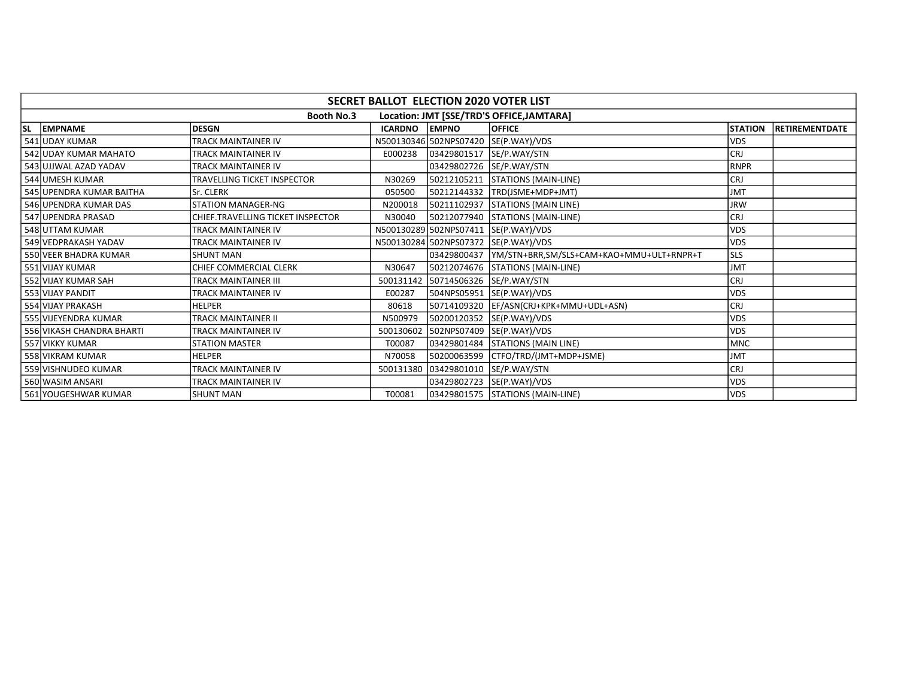## SECRET BALLOT ELECTION 2020 VOTER LIST

**Booth No.3 Location: JMT [SSE/TRD'S OFFICE,JAMTARA]**

| SL | EMPNAME | DESGN | ICARDNO | EMPNO | OFFICE | STATION | RETIREMENTDATE |
|---|---|---|---|---|---|---|---|
| 541 | UDAY KUMAR | TRACK MAINTAINER IV | N500130346 | 502NPS07420 | SE(P.WAY)/VDS | VDS | |
| 542 | UDAY KUMAR MAHATO | TRACK MAINTAINER IV | E000238 | 03429801517 | SE/P.WAY/STN | CRJ | |
| 543 | UJJWAL AZAD YADAV | TRACK MAINTAINER IV | | 03429802726 | SE/P.WAY/STN | RNPR | |
| 544 | UMESH KUMAR | TRAVELLING TICKET INSPECTOR | N30269 | 50212105211 | STATIONS (MAIN-LINE) | CRJ | |
| 545 | UPENDRA KUMAR BAITHA | Sr. CLERK | 050500 | 50212144332 | TRD(JSME+MDP+JMT) | JMT | |
| 546 | UPENDRA KUMAR DAS | STATION MANAGER-NG | N200018 | 50211102937 | STATIONS (MAIN LINE) | JRW | |
| 547 | UPENDRA PRASAD | CHIEF.TRAVELLING TICKET INSPECTOR | N30040 | 50212077940 | STATIONS (MAIN-LINE) | CRJ | |
| 548 | UTTAM KUMAR | TRACK MAINTAINER IV | N500130289 | 502NPS07411 | SE(P.WAY)/VDS | VDS | |
| 549 | VEDPRAKASH YADAV | TRACK MAINTAINER IV | N500130284 | 502NPS07372 | SE(P.WAY)/VDS | VDS | |
| 550 | VEER BHADRA KUMAR | SHUNT MAN | | 03429800437 | YM/STN+BRR,SM/SLS+CAM+KAO+MMU+ULT+RNPR+T | SLS | |
| 551 | VIJAY KUMAR | CHIEF COMMERCIAL CLERK | N30647 | 50212074676 | STATIONS (MAIN-LINE) | JMT | |
| 552 | VIJAY KUMAR SAH | TRACK MAINTAINER III | 500131142 | 50714506326 | SE/P.WAY/STN | CRJ | |
| 553 | VIJAY PANDIT | TRACK MAINTAINER IV | E00287 | 504NPS05951 | SE(P.WAY)/VDS | VDS | |
| 554 | VIJAY PRAKASH | HELPER | 80618 | 50714109320 | EF/ASN(CRJ+KPK+MMU+UDL+ASN) | CRJ | |
| 555 | VIJEYENDRA KUMAR | TRACK MAINTAINER II | N500979 | 50200120352 | SE(P.WAY)/VDS | VDS | |
| 556 | VIKASH CHANDRA BHARTI | TRACK MAINTAINER IV | 500130602 | 502NPS07409 | SE(P.WAY)/VDS | VDS | |
| 557 | VIKKY KUMAR | STATION MASTER | T00087 | 03429801484 | STATIONS (MAIN LINE) | MNC | |
| 558 | VIKRAM KUMAR | HELPER | N70058 | 50200063599 | CTFO/TRD/(JMT+MDP+JSME) | JMT | |
| 559 | VISHNUDEO KUMAR | TRACK MAINTAINER IV | 500131380 | 03429801010 | SE/P.WAY/STN | CRJ | |
| 560 | WASIM ANSARI | TRACK MAINTAINER IV | | 03429802723 | SE(P.WAY)/VDS | VDS | |
| 561 | YOUGESHWAR KUMAR | SHUNT MAN | T00081 | 03429801575 | STATIONS (MAIN-LINE) | VDS | |